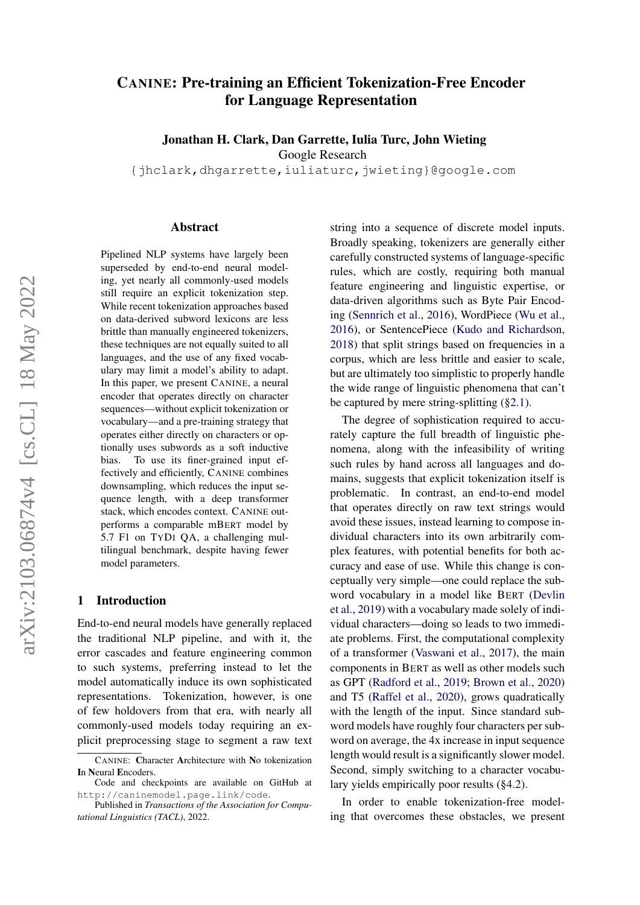# CANINE: Pre-training an Efficient Tokenization-Free Encoder for Language Representation

**Jonathan H. Clark, Dan Garrette, Iulia Turc, John Wieting**

Google Research

{jhclark,dhgarrette,iuliaturc,jwieting}@google.com

## Abstract

Pipelined NLP systems have largely been superseded by end-to-end neural modeling, yet nearly all commonly-used models still require an explicit tokenization step. While recent tokenization approaches based on data-derived subword lexicons are less brittle than manually engineered tokenizers, these techniques are not equally suited to all languages, and the use of any fixed vocabulary may limit a model's ability to adapt. In this paper, we present CANINE, a neural encoder that operates directly on character sequences—without explicit tokenization or vocabulary—and a pre-training strategy that operates either directly on characters or optionally uses subwords as a soft inductive bias. To use its finer-grained input effectively and efficiently, CANINE combines downsampling, which reduces the input sequence length, with a deep transformer stack, which encodes context. CANINE outperforms a comparable mBERT model by 5.7 F1 on TYDI QA, a challenging multilingual benchmark, despite having fewer model parameters.

## 1 Introduction

End-to-end neural models have generally replaced the traditional NLP pipeline, and with it, the error cascades and feature engineering common to such systems, preferring instead to let the model automatically induce its own sophisticated representations. Tokenization, however, is one of few holdovers from that era, with nearly all commonly-used models today requiring an explicit preprocessing stage to segment a raw text string into a sequence of discrete model inputs. Broadly speaking, tokenizers are generally either carefully constructed systems of language-specific rules, which are costly, requiring both manual feature engineering and linguistic expertise, or data-driven algorithms such as Byte Pair Encoding (Sennrich et al., 2016), WordPiece (Wu et al., 2016), or SentencePiece (Kudo and Richardson, 2018) that split strings based on frequencies in a corpus, which are less brittle and easier to scale, but are ultimately too simplistic to properly handle the wide range of linguistic phenomena that can't be captured by mere string-splitting (§2.1).

The degree of sophistication required to accurately capture the full breadth of linguistic phenomena, along with the infeasibility of writing such rules by hand across all languages and domains, suggests that explicit tokenization itself is problematic. In contrast, an end-to-end model that operates directly on raw text strings would avoid these issues, instead learning to compose individual characters into its own arbitrarily complex features, with potential benefits for both accuracy and ease of use. While this change is conceptually very simple—one could replace the subword vocabulary in a model like BERT (Devlin et al., 2019) with a vocabulary made solely of individual characters—doing so leads to two immediate problems. First, the computational complexity of a transformer (Vaswani et al., 2017), the main components in BERT as well as other models such as GPT (Radford et al., 2019; Brown et al., 2020) and T5 (Raffel et al., 2020), grows quadratically with the length of the input. Since standard subword models have roughly four characters per subword on average, the 4x increase in input sequence length would result is a significantly slower model. Second, simply switching to a character vocabulary yields empirically poor results (§4.2).

In order to enable tokenization-free modeling that overcomes these obstacles, we present

CANINE: **C**haracter **A**rchitecture with **N**o tokenization **I**n **N**eural **E**ncoders.

Code and checkpoints are available on GitHub at http://caninemodel.page.link/code.

Published in *Transactions of the Association for Computational Linguistics (TACL)*, 2022.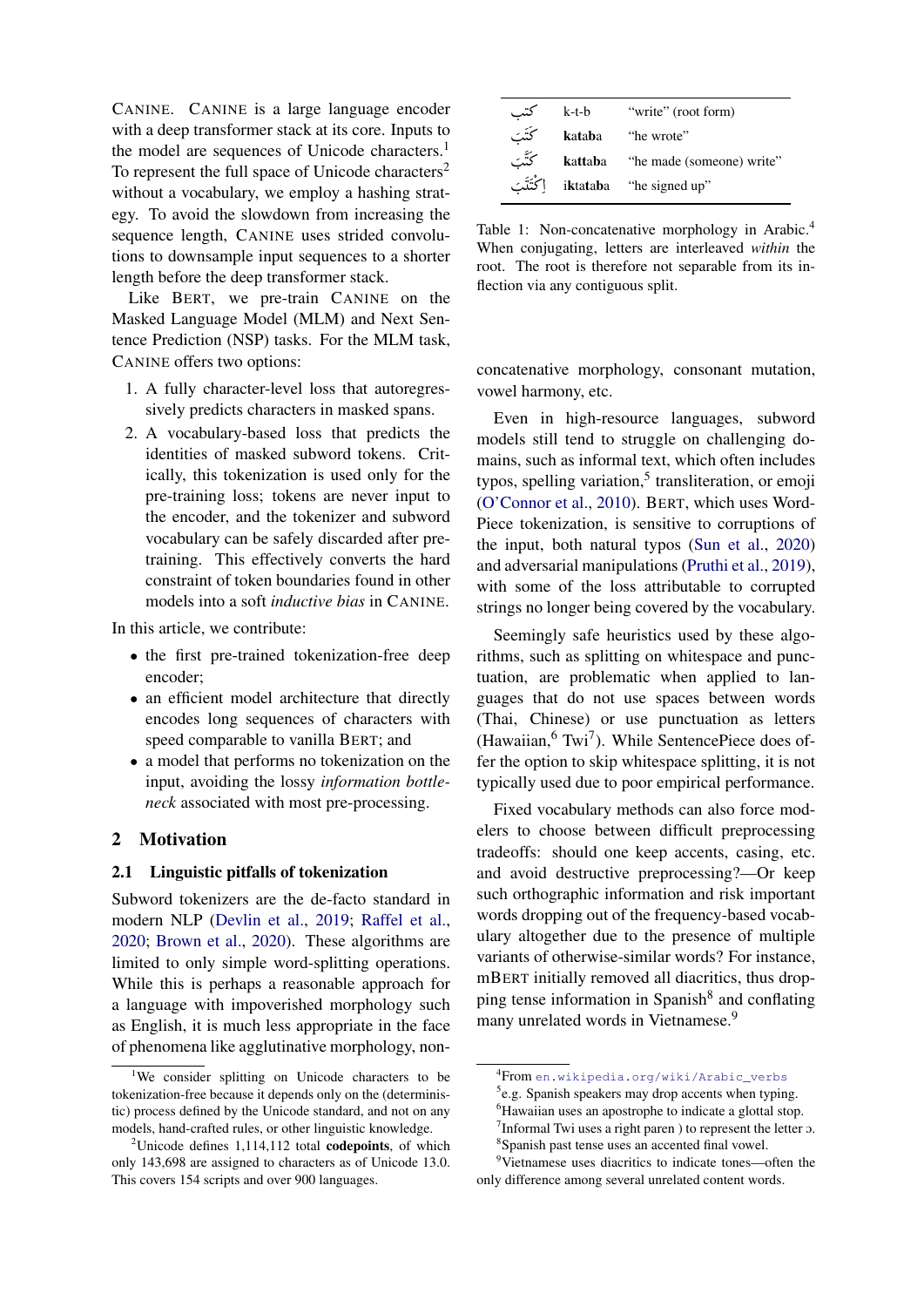CANINE. CANINE is a large language encoder with a deep transformer stack at its core. Inputs to the model are sequences of Unicode characters.[1] To represent the full space of Unicode characters[2] without a vocabulary, we employ a hashing strategy. To avoid the slowdown from increasing the sequence length, CANINE uses strided convolutions to downsample input sequences to a shorter length before the deep transformer stack.

Like BERT, we pre-train CANINE on the Masked Language Model (MLM) and Next Sentence Prediction (NSP) tasks. For the MLM task, CANINE offers two options:

1. A fully character-level loss that autoregressively predicts characters in masked spans.
2. A vocabulary-based loss that predicts the identities of masked subword tokens. Critically, this tokenization is used only for the pre-training loss; tokens are never input to the encoder, and the tokenizer and subword vocabulary can be safely discarded after pre-training. This effectively converts the hard constraint of token boundaries found in other models into a soft *inductive bias* in CANINE.

In this article, we contribute:

- the first pre-trained tokenization-free deep encoder;
- an efficient model architecture that directly encodes long sequences of characters with speed comparable to vanilla BERT; and
- a model that performs no tokenization on the input, avoiding the lossy *information bottleneck* associated with most pre-processing.

## 2 Motivation

### 2.1 Linguistic pitfalls of tokenization

Subword tokenizers are the de-facto standard in modern NLP (Devlin et al., 2019; Raffel et al., 2020; Brown et al., 2020). These algorithms are limited to only simple word-splitting operations. While this is perhaps a reasonable approach for a language with impoverished morphology such as English, it is much less appropriate in the face of phenomena like agglutinative morphology, non-concatenative morphology, consonant mutation, vowel harmony, etc.

| | | |
|---|---|---|
| كتب | k-t-b | "write" (root form) |
| كَتَبَ | **k**a**t**a**b**a | "he wrote" |
| كَتَّبَ | **k**a**tt**a**b**a | "he made (someone) write" |
| اِكْتَتَبَ | i**k**ta**t**a**b**a | "he signed up" |

Table 1: Non-concatenative morphology in Arabic.[4] When conjugating, letters are interleaved *within* the root. The root is therefore not separable from its inflection via any contiguous split.

Even in high-resource languages, subword models still tend to struggle on challenging domains, such as informal text, which often includes typos, spelling variation,[5] transliteration, or emoji (O'Connor et al., 2010). BERT, which uses WordPiece tokenization, is sensitive to corruptions of the input, both natural typos (Sun et al., 2020) and adversarial manipulations (Pruthi et al., 2019), with some of the loss attributable to corrupted strings no longer being covered by the vocabulary.

Seemingly safe heuristics used by these algorithms, such as splitting on whitespace and punctuation, are problematic when applied to languages that do not use spaces between words (Thai, Chinese) or use punctuation as letters (Hawaiian,[6] Twi[7]). While SentencePiece does offer the option to skip whitespace splitting, it is not typically used due to poor empirical performance.

Fixed vocabulary methods can also force modelers to choose between difficult preprocessing tradeoffs: should one keep accents, casing, etc. and avoid destructive preprocessing?—Or keep such orthographic information and risk important words dropping out of the frequency-based vocabulary altogether due to the presence of multiple variants of otherwise-similar words? For instance, mBERT initially removed all diacritics, thus dropping tense information in Spanish[8] and conflating many unrelated words in Vietnamese.[9]

[1] We consider splitting on Unicode characters to be tokenization-free because it depends only on the (deterministic) process defined by the Unicode standard, and not on any models, hand-crafted rules, or other linguistic knowledge.

[2] Unicode defines 1,114,112 total **codepoints**, of which only 143,698 are assigned to characters as of Unicode 13.0. This covers 154 scripts and over 900 languages.

[4] From `en.wikipedia.org/wiki/Arabic_verbs`

[5] e.g. Spanish speakers may drop accents when typing.

[6] Hawaiian uses an apostrophe to indicate a glottal stop.

[7] Informal Twi uses a right paren ) to represent the letter ɔ.

[8] Spanish past tense uses an accented final vowel.

[9] Vietnamese uses diacritics to indicate tones—often the only difference among several unrelated content words.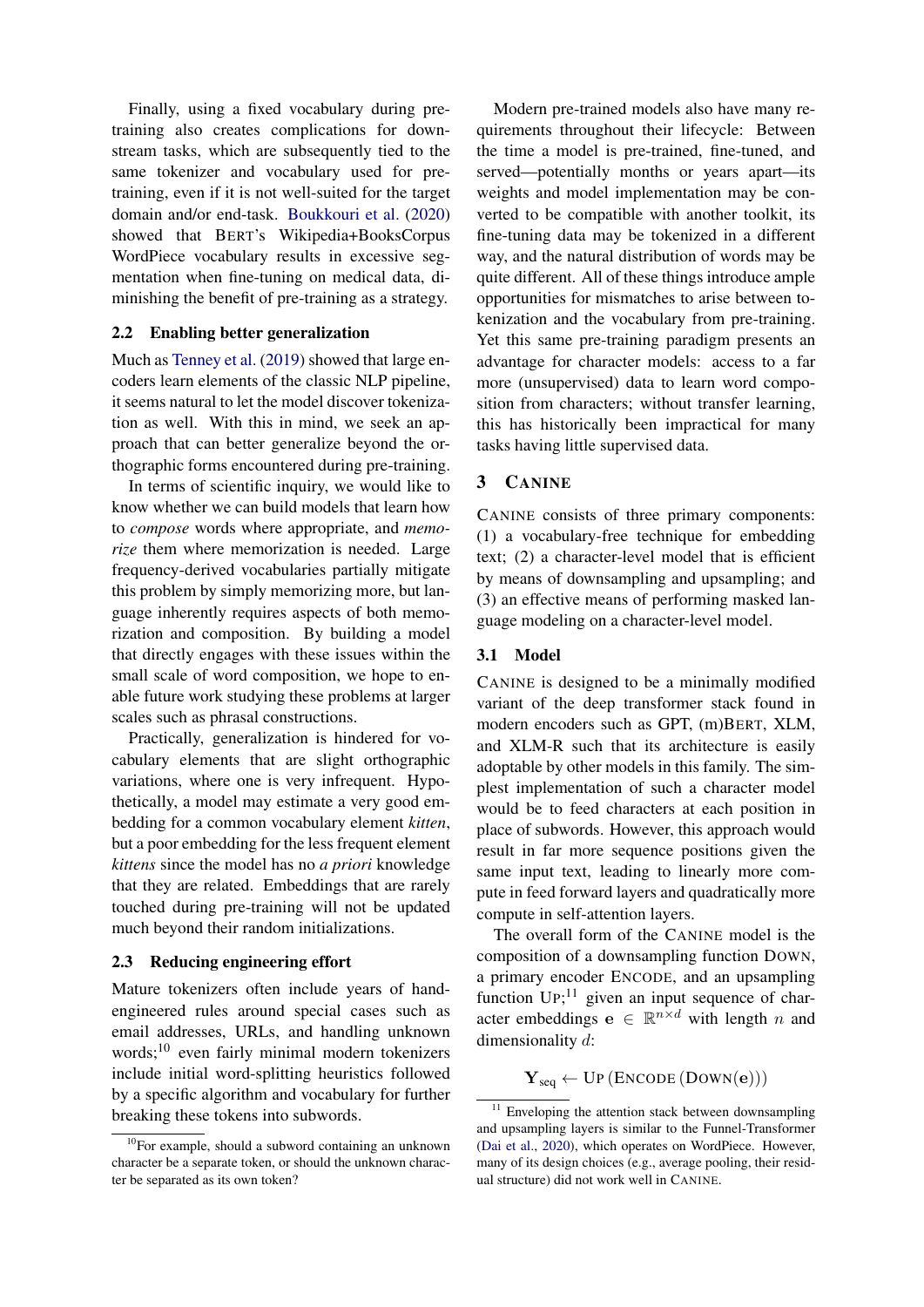Finally, using a fixed vocabulary during pre-training also creates complications for downstream tasks, which are subsequently tied to the same tokenizer and vocabulary used for pre-training, even if it is not well-suited for the target domain and/or end-task. Boukkouri et al. (2020) showed that BERT's Wikipedia+BooksCorpus WordPiece vocabulary results in excessive segmentation when fine-tuning on medical data, diminishing the benefit of pre-training as a strategy.

### 2.2 Enabling better generalization

Much as Tenney et al. (2019) showed that large encoders learn elements of the classic NLP pipeline, it seems natural to let the model discover tokenization as well. With this in mind, we seek an approach that can better generalize beyond the orthographic forms encountered during pre-training.

In terms of scientific inquiry, we would like to know whether we can build models that learn how to *compose* words where appropriate, and *memorize* them where memorization is needed. Large frequency-derived vocabularies partially mitigate this problem by simply memorizing more, but language inherently requires aspects of both memorization and composition. By building a model that directly engages with these issues within the small scale of word composition, we hope to enable future work studying these problems at larger scales such as phrasal constructions.

Practically, generalization is hindered for vocabulary elements that are slight orthographic variations, where one is very infrequent. Hypothetically, a model may estimate a very good embedding for a common vocabulary element *kitten*, but a poor embedding for the less frequent element *kittens* since the model has no *a priori* knowledge that they are related. Embeddings that are rarely touched during pre-training will not be updated much beyond their random initializations.

### 2.3 Reducing engineering effort

Mature tokenizers often include years of hand-engineered rules around special cases such as email addresses, URLs, and handling unknown words;[10] even fairly minimal modern tokenizers include initial word-splitting heuristics followed by a specific algorithm and vocabulary for further breaking these tokens into subwords.

Modern pre-trained models also have many requirements throughout their lifecycle: Between the time a model is pre-trained, fine-tuned, and served—potentially months or years apart—its weights and model implementation may be converted to be compatible with another toolkit, its fine-tuning data may be tokenized in a different way, and the natural distribution of words may be quite different. All of these things introduce ample opportunities for mismatches to arise between tokenization and the vocabulary from pre-training. Yet this same pre-training paradigm presents an advantage for character models: access to a far more (unsupervised) data to learn word composition from characters; without transfer learning, this has historically been impractical for many tasks having little supervised data.

## 3 CANINE

CANINE consists of three primary components: (1) a vocabulary-free technique for embedding text; (2) a character-level model that is efficient by means of downsampling and upsampling; and (3) an effective means of performing masked language modeling on a character-level model.

### 3.1 Model

CANINE is designed to be a minimally modified variant of the deep transformer stack found in modern encoders such as GPT, (m)BERT, XLM, and XLM-R such that its architecture is easily adoptable by other models in this family. The simplest implementation of such a character model would be to feed characters at each position in place of subwords. However, this approach would result in far more sequence positions given the same input text, leading to linearly more compute in feed forward layers and quadratically more compute in self-attention layers.

The overall form of the CANINE model is the composition of a downsampling function DOWN, a primary encoder ENCODE, and an upsampling function UP;[11] given an input sequence of character embeddings $\mathbf{e} \in \mathbb{R}^{n \times d}$ with length $n$ and dimensionality $d$:

$$\mathbf{Y}_{\text{seq}} \leftarrow \text{UP}\left(\text{ENCODE}\left(\text{DOWN}(\mathbf{e})\right)\right)$$

[10] For example, should a subword containing an unknown character be a separate token, or should the unknown character be separated as its own token?

[11] Enveloping the attention stack between downsampling and upsampling layers is similar to the Funnel-Transformer (Dai et al., 2020), which operates on WordPiece. However, many of its design choices (e.g., average pooling, their residual structure) did not work well in CANINE.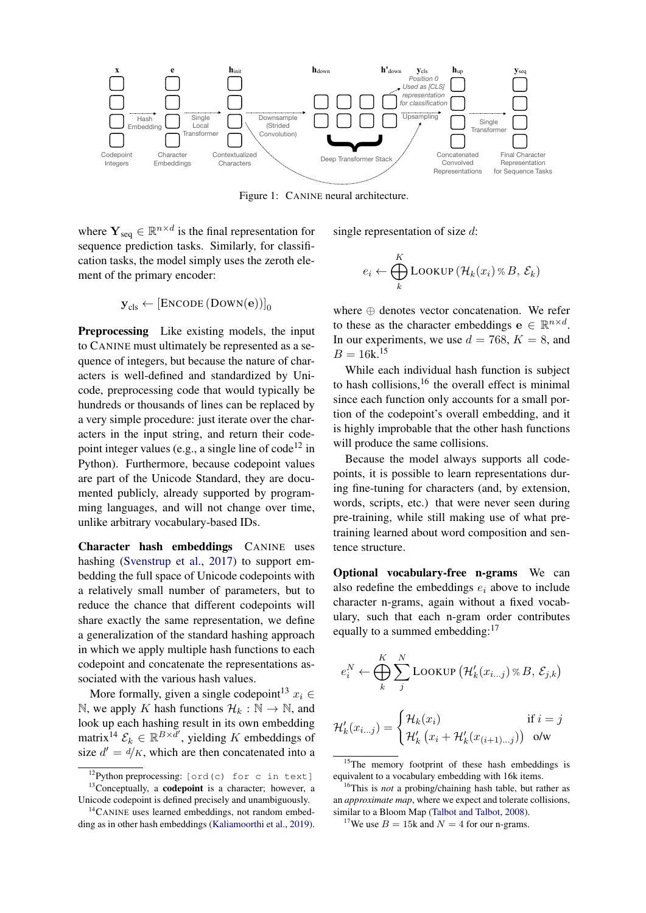Figure 1: CANINE neural architecture.

where $\mathbf{Y}_{\text{seq}} \in \mathbb{R}^{n \times d}$ is the final representation for sequence prediction tasks. Similarly, for classification tasks, the model simply uses the zeroth element of the primary encoder:

$$\mathbf{y}_{\text{cls}} \leftarrow \left[\text{ENCODE}\left(\text{DOWN}(\mathbf{e})\right)\right]_0$$

**Preprocessing** Like existing models, the input to CANINE must ultimately be represented as a sequence of integers, but because the nature of characters is well-defined and standardized by Unicode, preprocessing code that would typically be hundreds or thousands of lines can be replaced by a very simple procedure: just iterate over the characters in the input string, and return their codepoint integer values (e.g., a single line of code[12] in Python). Furthermore, because codepoint values are part of the Unicode Standard, they are documented publicly, already supported by programming languages, and will not change over time, unlike arbitrary vocabulary-based IDs.

**Character hash embeddings** CANINE uses hashing (Svenstrup et al., 2017) to support embedding the full space of Unicode codepoints with a relatively small number of parameters, but to reduce the chance that different codepoints will share exactly the same representation, we define a generalization of the standard hashing approach in which we apply multiple hash functions to each codepoint and concatenate the representations associated with the various hash values.

More formally, given a single codepoint[13] $x_i \in \mathbb{N}$, we apply $K$ hash functions $\mathcal{H}_k : \mathbb{N} \to \mathbb{N}$, and look up each hashing result in its own embedding matrix[14] $\mathcal{E}_k \in \mathbb{R}^{B \times d'}$, yielding $K$ embeddings of size $d' = d/K$, which are then concatenated into a single representation of size $d$:

$$e_i \leftarrow \bigoplus_k^K \text{LOOKUP}\left(\mathcal{H}_k(x_i) \,\%\, B,\ \mathcal{E}_k\right)$$

where $\oplus$ denotes vector concatenation. We refer to these as the character embeddings $\mathbf{e} \in \mathbb{R}^{n \times d}$. In our experiments, we use $d = 768$, $K = 8$, and $B = 16\text{k}$.[15]

While each individual hash function is subject to hash collisions,[16] the overall effect is minimal since each function only accounts for a small portion of the codepoint's overall embedding, and it is highly improbable that the other hash functions will produce the same collisions.

Because the model always supports all codepoints, it is possible to learn representations during fine-tuning for characters (and, by extension, words, scripts, etc.) that were never seen during pre-training, while still making use of what pre-training learned about word composition and sentence structure.

**Optional vocabulary-free n-grams** We can also redefine the embeddings $e_i$ above to include character n-grams, again without a fixed vocabulary, such that each n-gram order contributes equally to a summed embedding:[17]

$$e_i^N \leftarrow \bigoplus_k^K \sum_j^N \text{LOOKUP}\left(\mathcal{H}'_k(x_{i \ldots j}) \,\%\, B,\ \mathcal{E}_{j,k}\right)$$

$$\mathcal{H}'_k(x_{i \ldots j}) = \begin{cases} \mathcal{H}_k(x_i) & \text{if } i = j \\ \mathcal{H}'_k\left(x_i + \mathcal{H}'_k(x_{(i+1) \ldots j})\right) & \text{o/w} \end{cases}$$

---

[12] Python preprocessing: `[ord(c) for c in text]`

[13] Conceptually, a **codepoint** is a character; however, a Unicode codepoint is defined precisely and unambiguously.

[14] CANINE uses learned embeddings, not random embedding as in other hash embeddings (Kaliamoorthi et al., 2019).

[15] The memory footprint of these hash embeddings is equivalent to a vocabulary embedding with 16k items.

[16] This is *not* a probing/chaining hash table, but rather as an *approximate map*, where we expect and tolerate collisions, similar to a Bloom Map (Talbot and Talbot, 2008).

[17] We use $B = 15\text{k}$ and $N = 4$ for our n-grams.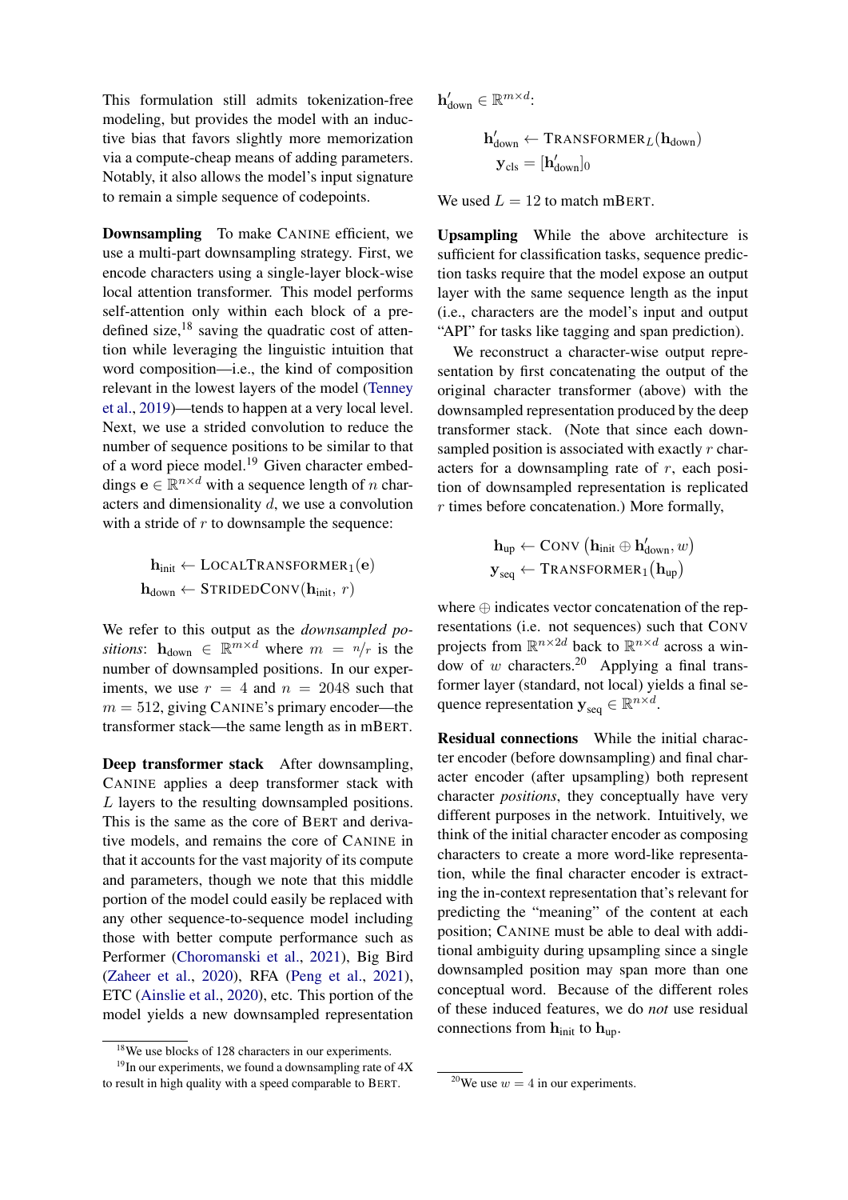This formulation still admits tokenization-free modeling, but provides the model with an inductive bias that favors slightly more memorization via a compute-cheap means of adding parameters. Notably, it also allows the model's input signature to remain a simple sequence of codepoints.

**Downsampling** To make CANINE efficient, we use a multi-part downsampling strategy. First, we encode characters using a single-layer block-wise local attention transformer. This model performs self-attention only within each block of a pre-defined size,[18] saving the quadratic cost of attention while leveraging the linguistic intuition that word composition—i.e., the kind of composition relevant in the lowest layers of the model (Tenney et al., 2019)—tends to happen at a very local level. Next, we use a strided convolution to reduce the number of sequence positions to be similar to that of a word piece model.[19] Given character embeddings $\mathbf{e} \in \mathbb{R}^{n \times d}$ with a sequence length of $n$ characters and dimensionality $d$, we use a convolution with a stride of $r$ to downsample the sequence:

$$\mathbf{h}_{\text{init}} \leftarrow \text{LOCALTRANSFORMER}_1(\mathbf{e})$$
$$\mathbf{h}_{\text{down}} \leftarrow \text{STRIDEDCONV}(\mathbf{h}_{\text{init}}, r)$$

We refer to this output as the *downsampled positions*: $\mathbf{h}_{\text{down}} \in \mathbb{R}^{m \times d}$ where $m = n/r$ is the number of downsampled positions. In our experiments, we use $r = 4$ and $n = 2048$ such that $m = 512$, giving CANINE's primary encoder—the transformer stack—the same length as in mBERT.

**Deep transformer stack** After downsampling, CANINE applies a deep transformer stack with $L$ layers to the resulting downsampled positions. This is the same as the core of BERT and derivative models, and remains the core of CANINE in that it accounts for the vast majority of its compute and parameters, though we note that this middle portion of the model could easily be replaced with any other sequence-to-sequence model including those with better compute performance such as Performer (Choromanski et al., 2021), Big Bird (Zaheer et al., 2020), RFA (Peng et al., 2021), ETC (Ainslie et al., 2020), etc. This portion of the model yields a new downsampled representation $\mathbf{h}'_{\text{down}} \in \mathbb{R}^{m \times d}$:

$$\mathbf{h}'_{\text{down}} \leftarrow \text{TRANSFORMER}_L(\mathbf{h}_{\text{down}})$$
$$\mathbf{y}_{\text{cls}} = [\mathbf{h}'_{\text{down}}]_0$$

We used $L = 12$ to match mBERT.

**Upsampling** While the above architecture is sufficient for classification tasks, sequence prediction tasks require that the model expose an output layer with the same sequence length as the input (i.e., characters are the model's input and output "API" for tasks like tagging and span prediction).

We reconstruct a character-wise output representation by first concatenating the output of the original character transformer (above) with the downsampled representation produced by the deep transformer stack. (Note that since each downsampled position is associated with exactly $r$ characters for a downsampling rate of $r$, each position of downsampled representation is replicated $r$ times before concatenation.) More formally,

$$\mathbf{h}_{\text{up}} \leftarrow \text{CONV}\left(\mathbf{h}_{\text{init}} \oplus \mathbf{h}'_{\text{down}}, w\right)$$
$$\mathbf{y}_{\text{seq}} \leftarrow \text{TRANSFORMER}_1\left(\mathbf{h}_{\text{up}}\right)$$

where $\oplus$ indicates vector concatenation of the representations (i.e. not sequences) such that CONV projects from $\mathbb{R}^{n \times 2d}$ back to $\mathbb{R}^{n \times d}$ across a window of $w$ characters.[20] Applying a final transformer layer (standard, not local) yields a final sequence representation $\mathbf{y}_{\text{seq}} \in \mathbb{R}^{n \times d}$.

**Residual connections** While the initial character encoder (before downsampling) and final character encoder (after upsampling) both represent character *positions*, they conceptually have very different purposes in the network. Intuitively, we think of the initial character encoder as composing characters to create a more word-like representation, while the final character encoder is extracting the in-context representation that's relevant for predicting the "meaning" of the content at each position; CANINE must be able to deal with additional ambiguity during upsampling since a single downsampled position may span more than one conceptual word. Because of the different roles of these induced features, we do *not* use residual connections from $\mathbf{h}_{\text{init}}$ to $\mathbf{h}_{\text{up}}$.

[18] We use blocks of 128 characters in our experiments.

[19] In our experiments, we found a downsampling rate of 4X to result in high quality with a speed comparable to BERT.

[20] We use $w = 4$ in our experiments.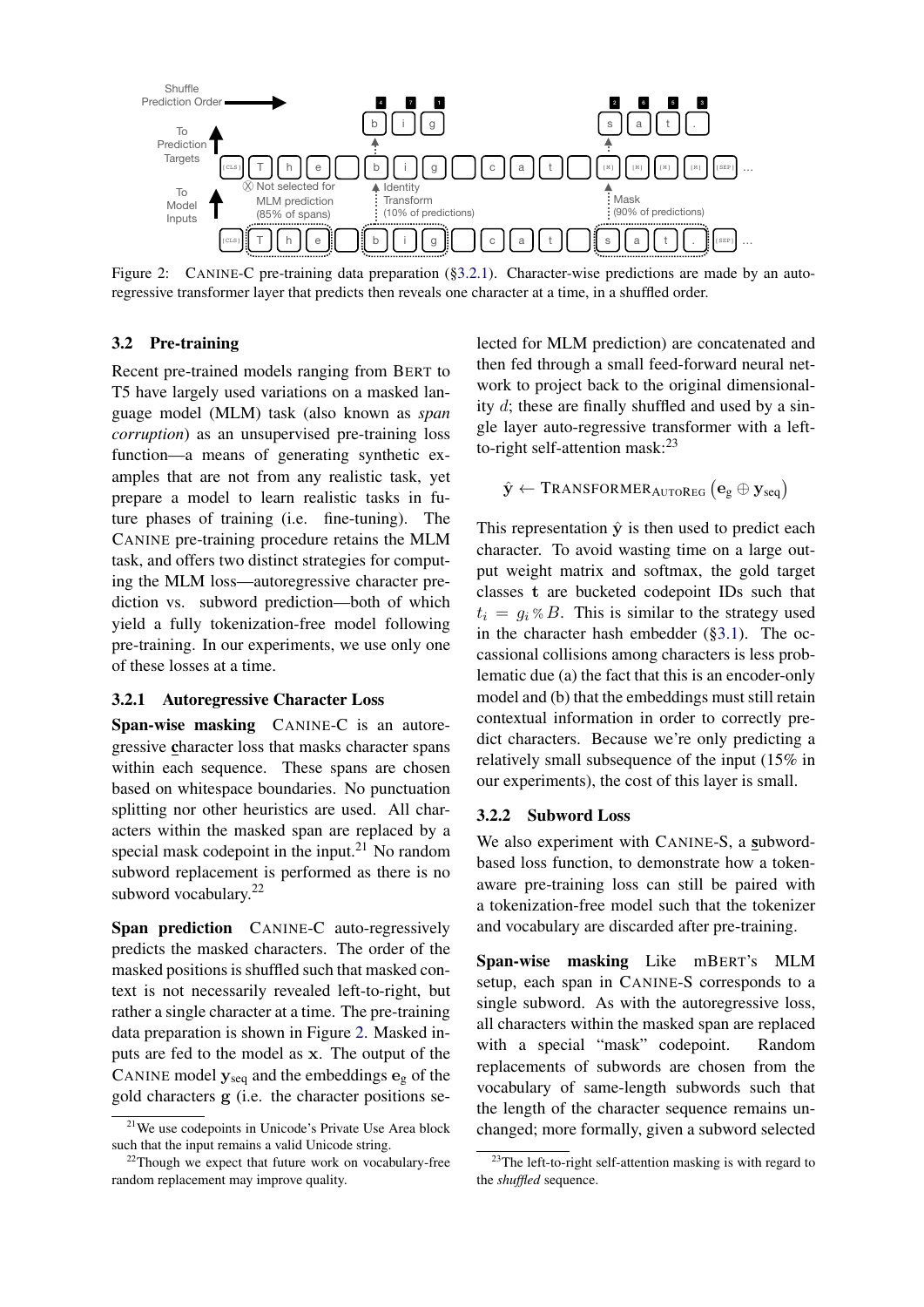Figure 2: CANINE-C pre-training data preparation (§3.2.1). Character-wise predictions are made by an autoregressive transformer layer that predicts then reveals one character at a time, in a shuffled order.

### 3.2 Pre-training

Recent pre-trained models ranging from BERT to T5 have largely used variations on a masked language model (MLM) task (also known as *span corruption*) as an unsupervised pre-training loss function—a means of generating synthetic examples that are not from any realistic task, yet prepare a model to learn realistic tasks in future phases of training (i.e. fine-tuning). The CANINE pre-training procedure retains the MLM task, and offers two distinct strategies for computing the MLM loss—autoregressive character prediction vs. subword prediction—both of which yield a fully tokenization-free model following pre-training. In our experiments, we use only one of these losses at a time.

#### 3.2.1 Autoregressive Character Loss

**Span-wise masking** CANINE-C is an autoregressive character loss that masks character spans within each sequence. These spans are chosen based on whitespace boundaries. No punctuation splitting nor other heuristics are used. All characters within the masked span are replaced by a special mask codepoint in the input.[21] No random subword replacement is performed as there is no subword vocabulary.[22]

**Span prediction** CANINE-C auto-regressively predicts the masked characters. The order of the masked positions is shuffled such that masked context is not necessarily revealed left-to-right, but rather a single character at a time. The pre-training data preparation is shown in Figure 2. Masked inputs are fed to the model as $\mathbf{x}$. The output of the CANINE model $\mathbf{y}_{\text{seq}}$ and the embeddings $\mathbf{e}_{\text{g}}$ of the gold characters $\mathbf{g}$ (i.e. the character positions selected for MLM prediction) are concatenated and then fed through a small feed-forward neural network to project back to the original dimensionality $d$; these are finally shuffled and used by a single layer auto-regressive transformer with a left-to-right self-attention mask:[23]

$$\hat{\mathbf{y}} \leftarrow \text{TRANSFORMER}_{\text{AUTOREG}}\left(\mathbf{e}_{\text{g}} \oplus \mathbf{y}_{\text{seq}}\right)$$

This representation $\hat{\mathbf{y}}$ is then used to predict each character. To avoid wasting time on a large output weight matrix and softmax, the gold target classes $\mathbf{t}$ are bucketed codepoint IDs such that $t_i = g_i \,\%\, B$. This is similar to the strategy used in the character hash embedder (§3.1). The occassional collisions among characters is less problematic due (a) the fact that this is an encoder-only model and (b) that the embeddings must still retain contextual information in order to correctly predict characters. Because we're only predicting a relatively small subsequence of the input (15% in our experiments), the cost of this layer is small.

#### 3.2.2 Subword Loss

We also experiment with CANINE-S, a subword-based loss function, to demonstrate how a token-aware pre-training loss can still be paired with a tokenization-free model such that the tokenizer and vocabulary are discarded after pre-training.

**Span-wise masking** Like mBERT's MLM setup, each span in CANINE-S corresponds to a single subword. As with the autoregressive loss, all characters within the masked span are replaced with a special "mask" codepoint. Random replacements of subwords are chosen from the vocabulary of same-length subwords such that the length of the character sequence remains unchanged; more formally, given a subword selected

[21] We use codepoints in Unicode's Private Use Area block such that the input remains a valid Unicode string.

[22] Though we expect that future work on vocabulary-free random replacement may improve quality.

[23] The left-to-right self-attention masking is with regard to the *shuffled* sequence.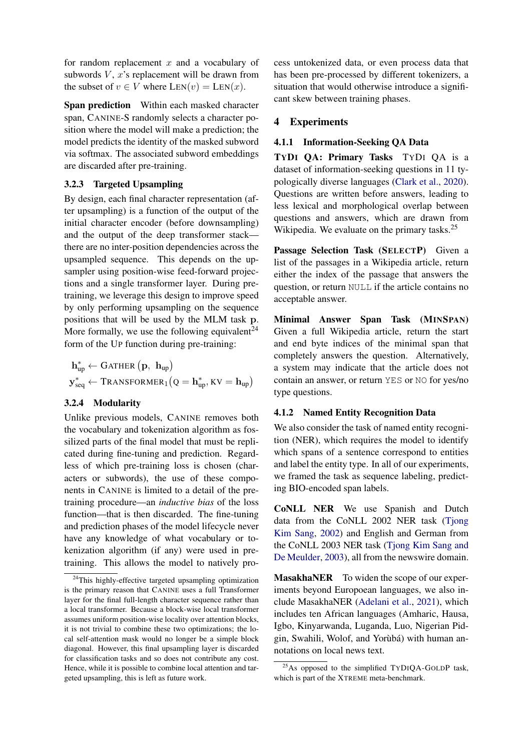for random replacement $x$ and a vocabulary of subwords $V$, $x$'s replacement will be drawn from the subset of $v \in V$ where $\text{Len}(v) = \text{Len}(x)$.

**Span prediction** Within each masked character span, CANINE-S randomly selects a character position where the model will make a prediction; the model predicts the identity of the masked subword via softmax. The associated subword embeddings are discarded after pre-training.

### 3.2.3 Targeted Upsampling

By design, each final character representation (after upsampling) is a function of the output of the initial character encoder (before downsampling) and the output of the deep transformer stack—there are no inter-position dependencies across the upsampled sequence. This depends on the upsampler using position-wise feed-forward projections and a single transformer layer. During pre-training, we leverage this design to improve speed by only performing upsampling on the sequence positions that will be used by the MLM task $\mathbf{p}$. More formally, we use the following equivalent[24] form of the UP function during pre-training:

$$\mathbf{h}^*_{\text{up}} \leftarrow \text{Gather}\left(\mathbf{p},\ \mathbf{h}_{\text{up}}\right)$$
$$\mathbf{y}^*_{\text{seq}} \leftarrow \text{Transformer}_1\left(\text{Q} = \mathbf{h}^*_{\text{up}}, \text{KV} = \mathbf{h}_{\text{up}}\right)$$

### 3.2.4 Modularity

Unlike previous models, CANINE removes both the vocabulary and tokenization algorithm as fossilized parts of the final model that must be replicated during fine-tuning and prediction. Regardless of which pre-training loss is chosen (characters or subwords), the use of these components in CANINE is limited to a detail of the pre-training procedure—an *inductive bias* of the loss function—that is then discarded. The fine-tuning and prediction phases of the model lifecycle never have any knowledge of what vocabulary or tokenization algorithm (if any) were used in pre-training. This allows the model to natively process untokenized data, or even process data that has been pre-processed by different tokenizers, a situation that would otherwise introduce a significant skew between training phases.

## 4 Experiments

### 4.1.1 Information-Seeking QA Data

**TyDi QA: Primary Tasks** TyDi QA is a dataset of information-seeking questions in 11 typologically diverse languages (Clark et al., 2020). Questions are written before answers, leading to less lexical and morphological overlap between questions and answers, which are drawn from Wikipedia. We evaluate on the primary tasks.[25]

**Passage Selection Task (SelectP)** Given a list of the passages in a Wikipedia article, return either the index of the passage that answers the question, or return NULL if the article contains no acceptable answer.

**Minimal Answer Span Task (MinSpan)** Given a full Wikipedia article, return the start and end byte indices of the minimal span that completely answers the question. Alternatively, a system may indicate that the article does not contain an answer, or return YES or NO for yes/no type questions.

### 4.1.2 Named Entity Recognition Data

We also consider the task of named entity recognition (NER), which requires the model to identify which spans of a sentence correspond to entities and label the entity type. In all of our experiments, we framed the task as sequence labeling, predicting BIO-encoded span labels.

**CoNLL NER** We use Spanish and Dutch data from the CoNLL 2002 NER task (Tjong Kim Sang, 2002) and English and German from the CoNLL 2003 NER task (Tjong Kim Sang and De Meulder, 2003), all from the newswire domain.

**MasakhaNER** To widen the scope of our experiments beyond Europoean languages, we also include MasakhaNER (Adelani et al., 2021), which includes ten African languages (Amharic, Hausa, Igbo, Kinyarwanda, Luganda, Luo, Nigerian Pidgin, Swahili, Wolof, and Yorùbá) with human annotations on local news text.

---

[24] This highly-effective targeted upsampling optimization is the primary reason that CANINE uses a full Transformer layer for the final full-length character sequence rather than a local transformer. Because a block-wise local transformer assumes uniform position-wise locality over attention blocks, it is not trivial to combine these two optimizations; the local self-attention mask would no longer be a simple block diagonal. However, this final upsampling layer is discarded for classification tasks and so does not contribute any cost. Hence, while it is possible to combine local attention and targeted upsampling, this is left as future work.

[25] As opposed to the simplified TyDiQA-GoldP task, which is part of the Xtreme meta-benchmark.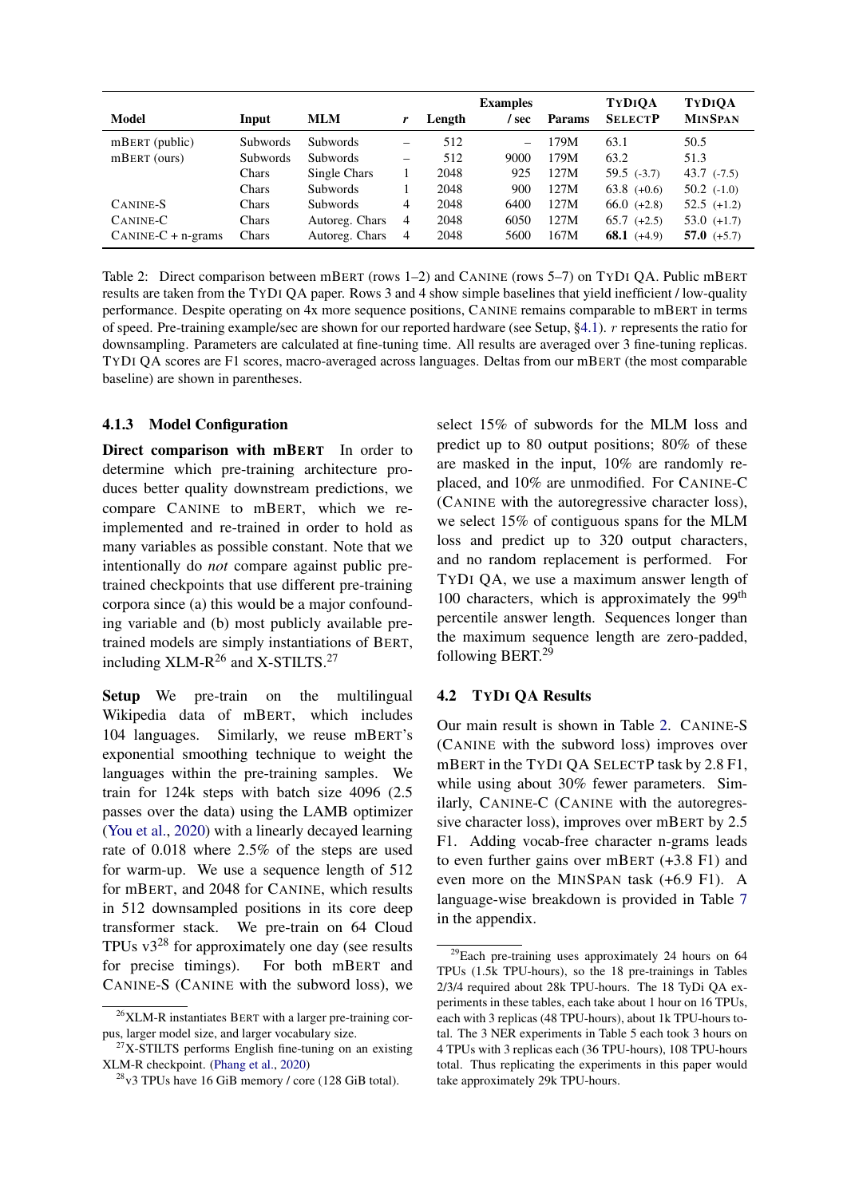| Model | Input | MLM | $r$ | Length | Examples / sec | Params | TyDi QA SelectP | TyDi QA MinSpan |
|---|---|---|---|---|---|---|---|---|
| mBERT (public) | Subwords | Subwords | – | 512 | – | 179M | 63.1 | 50.5 |
| mBERT (ours) | Subwords | Subwords | – | 512 | 9000 | 179M | 63.2 | 51.3 |
| | Chars | Single Chars | 1 | 2048 | 925 | 127M | 59.5 (-3.7) | 43.7 (-7.5) |
| | Chars | Subwords | 1 | 2048 | 900 | 127M | 63.8 (+0.6) | 50.2 (-1.0) |
| Canine-S | Chars | Subwords | 4 | 2048 | 6400 | 127M | 66.0 (+2.8) | 52.5 (+1.2) |
| Canine-C | Chars | Autoreg. Chars | 4 | 2048 | 6050 | 127M | 65.7 (+2.5) | 53.0 (+1.7) |
| Canine-C + n-grams | Chars | Autoreg. Chars | 4 | 2048 | 5600 | 167M | **68.1** (+4.9) | **57.0** (+5.7) |

Table 2: Direct comparison between mBERT (rows 1–2) and Canine (rows 5–7) on TyDi QA. Public mBERT results are taken from the TyDi QA paper. Rows 3 and 4 show simple baselines that yield inefficient / low-quality performance. Despite operating on 4x more sequence positions, Canine remains comparable to mBERT in terms of speed. Pre-training example/sec are shown for our reported hardware (see Setup, §4.1). $r$ represents the ratio for downsampling. Parameters are calculated at fine-tuning time. All results are averaged over 3 fine-tuning replicas. TyDi QA scores are F1 scores, macro-averaged across languages. Deltas from our mBERT (the most comparable baseline) are shown in parentheses.

### 4.1.3 Model Configuration

**Direct comparison with mBERT** In order to determine which pre-training architecture produces better quality downstream predictions, we compare Canine to mBERT, which we re-implemented and re-trained in order to hold as many variables as possible constant. Note that we intentionally do *not* compare against public pre-trained checkpoints that use different pre-training corpora since (a) this would be a major confounding variable and (b) most publicly available pre-trained models are simply instantiations of BERT, including XLM-R[26] and X-STILTS.[27]

**Setup** We pre-train on the multilingual Wikipedia data of mBERT, which includes 104 languages. Similarly, we reuse mBERT's exponential smoothing technique to weight the languages within the pre-training samples. We train for 124k steps with batch size 4096 (2.5 passes over the data) using the LAMB optimizer (You et al., 2020) with a linearly decayed learning rate of 0.018 where 2.5% of the steps are used for warm-up. We use a sequence length of 512 for mBERT, and 2048 for Canine, which results in 512 downsampled positions in its core deep transformer stack. We pre-train on 64 Cloud TPUs v3[28] for approximately one day (see results for precise timings). For both mBERT and Canine-S (Canine with the subword loss), we select 15% of subwords for the MLM loss and predict up to 80 output positions; 80% of these are masked in the input, 10% are randomly replaced, and 10% are unmodified. For Canine-C (Canine with the autoregressive character loss), we select 15% of contiguous spans for the MLM loss and predict up to 320 output characters, and no random replacement is performed. For TyDi QA, we use a maximum answer length of 100 characters, which is approximately the 99$^{\text{th}}$ percentile answer length. Sequences longer than the maximum sequence length are zero-padded, following BERT.[29]

## 4.2 TyDi QA Results

Our main result is shown in Table 2. Canine-S (Canine with the subword loss) improves over mBERT in the TyDi QA SelectP task by 2.8 F1, while using about 30% fewer parameters. Similarly, Canine-C (Canine with the autoregressive character loss), improves over mBERT by 2.5 F1. Adding vocab-free character n-grams leads to even further gains over mBERT (+3.8 F1) and even more on the MinSpan task (+6.9 F1). A language-wise breakdown is provided in Table 7 in the appendix.

[26] XLM-R instantiates BERT with a larger pre-training corpus, larger model size, and larger vocabulary size.

[27] X-STILTS performs English fine-tuning on an existing XLM-R checkpoint. (Phang et al., 2020)

[28] v3 TPUs have 16 GiB memory / core (128 GiB total).

[29] Each pre-training uses approximately 24 hours on 64 TPUs (1.5k TPU-hours), so the 18 pre-trainings in Tables 2/3/4 required about 28k TPU-hours. The 18 TyDi QA experiments in these tables, each take about 1 hour on 16 TPUs, each with 3 replicas (48 TPU-hours), about 1k TPU-hours total. The 3 NER experiments in Table 5 each took 3 hours on 4 TPUs with 3 replicas each (36 TPU-hours), 108 TPU-hours total. Thus replicating the experiments in this paper would take approximately 29k TPU-hours.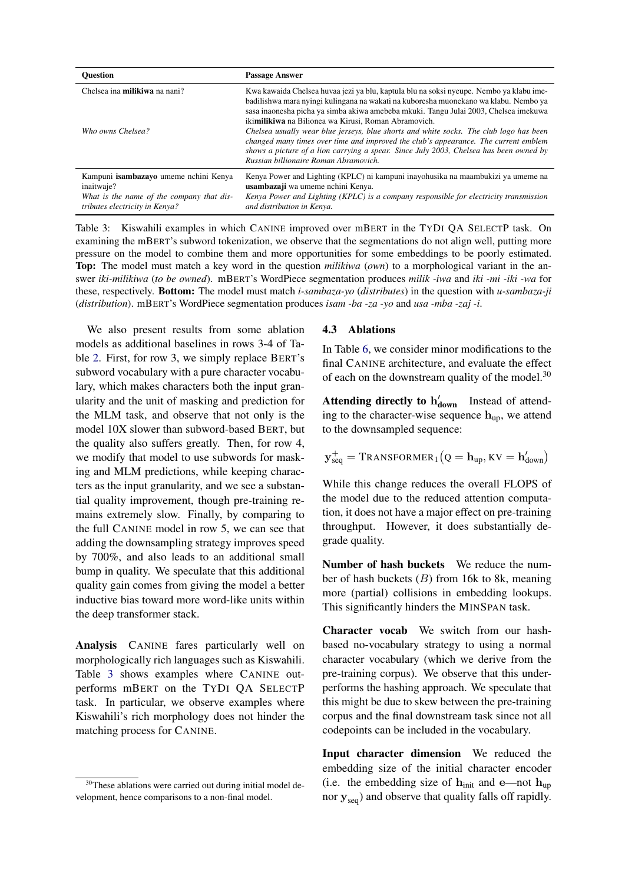| **Question** | **Passage Answer** |
|---|---|
| Chelsea ina **milikiwa** na nani?<br><br>*Who owns Chelsea?* | Kwa kawaida Chelsea huvaa jezi ya blu, kaptula blu na soksi nyeupe. Nembo ya klabu imebadilishwa mara nyingi kulingana na wakati na kuboresha muonekano wa klabu. Nembo ya sasa inaonesha picha ya simba akiwa amebeba mkuki. Tangu Julai 2003, Chelsea imekuwa iki**milikiwa** na Bilionea wa Kirusi, Roman Abramovich.<br>*Chelsea usually wear blue jerseys, blue shorts and white socks. The club logo has been changed many times over time and improved the club's appearance. The current emblem shows a picture of a lion carrying a spear. Since July 2003, Chelsea has been owned by Russian billionaire Roman Abramovich.* |
| Kampuni **isambazayo** umeme nchini Kenya inaitwaje?<br>*What is the name of the company that distributes electricity in Kenya?* | Kenya Power and Lighting (KPLC) ni kampuni inayohusika na maambukizi ya umeme na **usambazaji** wa umeme nchini Kenya.<br>*Kenya Power and Lighting (KPLC) is a company responsible for electricity transmission and distribution in Kenya.* |

Table 3: Kiswahili examples in which CANINE improved over mBERT in the TYDI QA SELECTP task. On examining the mBERT's subword tokenization, we observe that the segmentations do not align well, putting more pressure on the model to combine them and more opportunities for some embeddings to be poorly estimated. **Top:** The model must match a key word in the question *milikiwa* (*own*) to a morphological variant in the answer *iki-milikiwa* (*to be owned*). mBERT's WordPiece segmentation produces *milik -iwa* and *iki -mi -iki -wa* for these, respectively. **Bottom:** The model must match *i-sambaza-yo* (*distributes*) in the question with *u-sambaza-ji* (*distribution*). mBERT's WordPiece segmentation produces *isam -ba -za -yo* and *usa -mba -zaj -i*.

We also present results from some ablation models as additional baselines in rows 3-4 of Table 2. First, for row 3, we simply replace BERT's subword vocabulary with a pure character vocabulary, which makes characters both the input granularity and the unit of masking and prediction for the MLM task, and observe that not only is the model 10X slower than subword-based BERT, but the quality also suffers greatly. Then, for row 4, we modify that model to use subwords for masking and MLM predictions, while keeping characters as the input granularity, and we see a substantial quality improvement, though pre-training remains extremely slow. Finally, by comparing to the full CANINE model in row 5, we can see that adding the downsampling strategy improves speed by 700%, and also leads to an additional small bump in quality. We speculate that this additional quality gain comes from giving the model a better inductive bias toward more word-like units within the deep transformer stack.

**Analysis** CANINE fares particularly well on morphologically rich languages such as Kiswahili. Table 3 shows examples where CANINE outperforms mBERT on the TYDI QA SELECTP task. In particular, we observe examples where Kiswahili's rich morphology does not hinder the matching process for CANINE.

### 4.3 Ablations

In Table 6, we consider minor modifications to the final CANINE architecture, and evaluate the effect of each on the downstream quality of the model.[30]

**Attending directly to $\mathbf{h}'_{\text{down}}$** Instead of attending to the character-wise sequence $\mathbf{h}_{\text{up}}$, we attend to the downsampled sequence:

$$\mathbf{y}^{+}_{\text{seq}} = \text{TRANSFORMER}_1\big(\text{Q} = \mathbf{h}_{\text{up}}, \text{KV} = \mathbf{h}'_{\text{down}}\big)$$

While this change reduces the overall FLOPS of the model due to the reduced attention computation, it does not have a major effect on pre-training throughput. However, it does substantially degrade quality.

**Number of hash buckets** We reduce the number of hash buckets ($B$) from 16k to 8k, meaning more (partial) collisions in embedding lookups. This significantly hinders the MINSPAN task.

**Character vocab** We switch from our hash-based no-vocabulary strategy to using a normal character vocabulary (which we derive from the pre-training corpus). We observe that this underperforms the hashing approach. We speculate that this might be due to skew between the pre-training corpus and the final downstream task since not all codepoints can be included in the vocabulary.

**Input character dimension** We reduced the embedding size of the initial character encoder (i.e. the embedding size of $\mathbf{h}_{\text{init}}$ and $\mathbf{e}$—not $\mathbf{h}_{\text{up}}$ nor $\mathbf{y}_{\text{seq}}$) and observe that quality falls off rapidly.

[30] These ablations were carried out during initial model development, hence comparisons to a non-final model.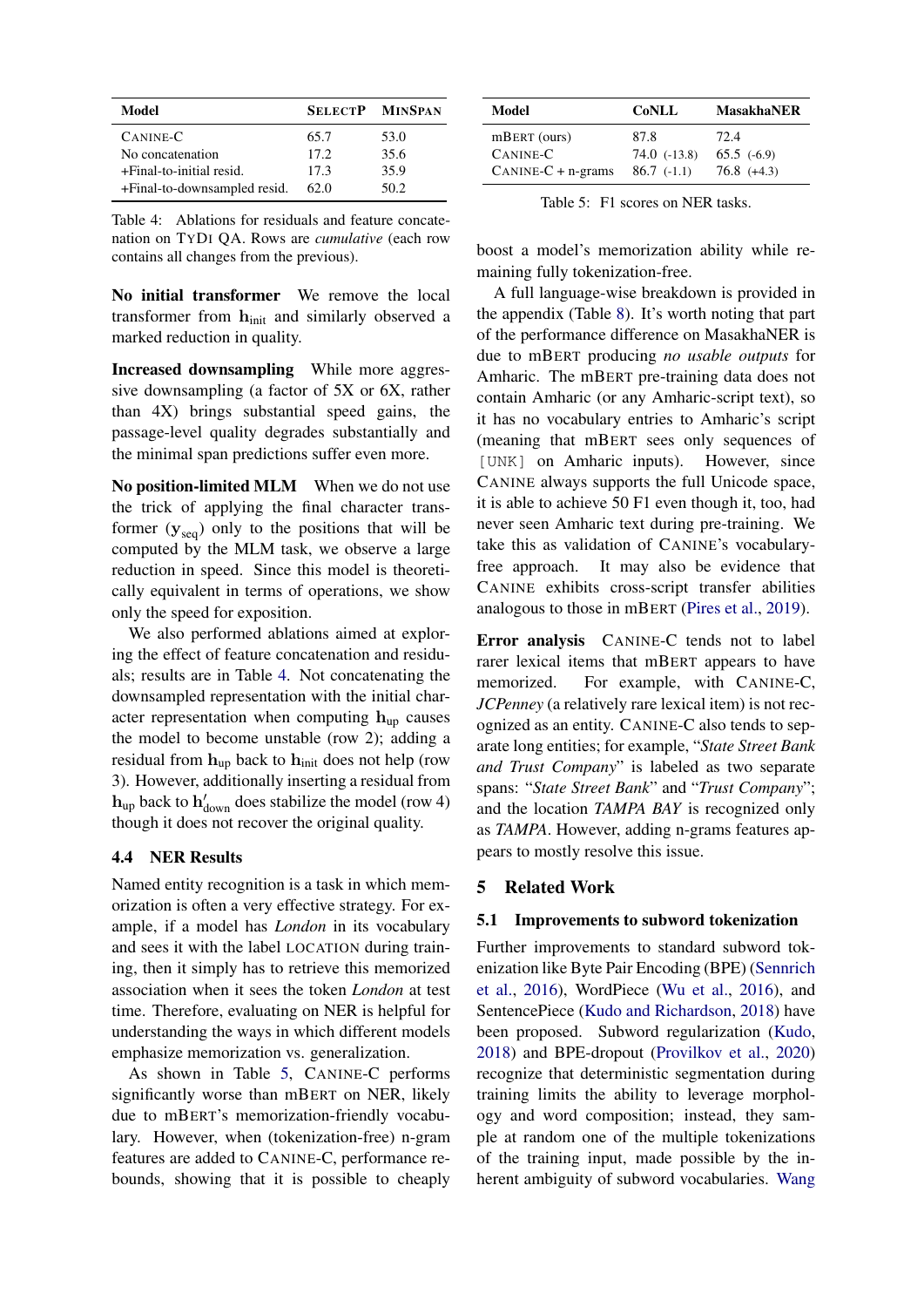| Model | SelectP | MinSpan |
| --- | --- | --- |
| Canine-C | 65.7 | 53.0 |
| No concatenation | 17.2 | 35.6 |
| +Final-to-initial resid. | 17.3 | 35.9 |
| +Final-to-downsampled resid. | 62.0 | 50.2 |

Table 4: Ablations for residuals and feature concatenation on TyDi QA. Rows are *cumulative* (each row contains all changes from the previous).

**No initial transformer** We remove the local transformer from $\mathbf{h}_{\text{init}}$ and similarly observed a marked reduction in quality.

**Increased downsampling** While more aggressive downsampling (a factor of 5X or 6X, rather than 4X) brings substantial speed gains, the passage-level quality degrades substantially and the minimal span predictions suffer even more.

**No position-limited MLM** When we do not use the trick of applying the final character transformer ($\mathbf{y}_{\text{seq}}$) only to the positions that will be computed by the MLM task, we observe a large reduction in speed. Since this model is theoretically equivalent in terms of operations, we show only the speed for exposition.

We also performed ablations aimed at exploring the effect of feature concatenation and residuals; results are in Table 4. Not concatenating the downsampled representation with the initial character representation when computing $\mathbf{h}_{\text{up}}$ causes the model to become unstable (row 2); adding a residual from $\mathbf{h}_{\text{up}}$ back to $\mathbf{h}_{\text{init}}$ does not help (row 3). However, additionally inserting a residual from $\mathbf{h}_{\text{up}}$ back to $\mathbf{h}'_{\text{down}}$ does stabilize the model (row 4) though it does not recover the original quality.

### 4.4 NER Results

Named entity recognition is a task in which memorization is often a very effective strategy. For example, if a model has *London* in its vocabulary and sees it with the label LOCATION during training, then it simply has to retrieve this memorized association when it sees the token *London* at test time. Therefore, evaluating on NER is helpful for understanding the ways in which different models emphasize memorization vs. generalization.

As shown in Table 5, Canine-C performs significantly worse than mBERT on NER, likely due to mBERT's memorization-friendly vocabulary. However, when (tokenization-free) n-gram features are added to Canine-C, performance rebounds, showing that it is possible to cheaply boost a model's memorization ability while remaining fully tokenization-free.

| Model | CoNLL | MasakhaNER |
| --- | --- | --- |
| mBERT (ours) | 87.8 | 72.4 |
| Canine-C | 74.0 (-13.8) | 65.5 (-6.9) |
| Canine-C + n-grams | 86.7 (-1.1) | 76.8 (+4.3) |

Table 5: F1 scores on NER tasks.

A full language-wise breakdown is provided in the appendix (Table 8). It's worth noting that part of the performance difference on MasakhaNER is due to mBERT producing *no usable outputs* for Amharic. The mBERT pre-training data does not contain Amharic (or any Amharic-script text), so it has no vocabulary entries to Amharic's script (meaning that mBERT sees only sequences of `[UNK]` on Amharic inputs). However, since Canine always supports the full Unicode space, it is able to achieve 50 F1 even though it, too, had never seen Amharic text during pre-training. We take this as validation of Canine's vocabulary-free approach. It may also be evidence that Canine exhibits cross-script transfer abilities analogous to those in mBERT (Pires et al., 2019).

**Error analysis** Canine-C tends not to label rarer lexical items that mBERT appears to have memorized. For example, with Canine-C, *JCPenney* (a relatively rare lexical item) is not recognized as an entity. Canine-C also tends to separate long entities; for example, "*State Street Bank and Trust Company*" is labeled as two separate spans: "*State Street Bank*" and "*Trust Company*"; and the location *TAMPA BAY* is recognized only as *TAMPA*. However, adding n-grams features appears to mostly resolve this issue.

## 5 Related Work

### 5.1 Improvements to subword tokenization

Further improvements to standard subword tokenization like Byte Pair Encoding (BPE) (Sennrich et al., 2016), WordPiece (Wu et al., 2016), and SentencePiece (Kudo and Richardson, 2018) have been proposed. Subword regularization (Kudo, 2018) and BPE-dropout (Provilkov et al., 2020) recognize that deterministic segmentation during training limits the ability to leverage morphology and word composition; instead, they sample at random one of the multiple tokenizations of the training input, made possible by the inherent ambiguity of subword vocabularies. Wang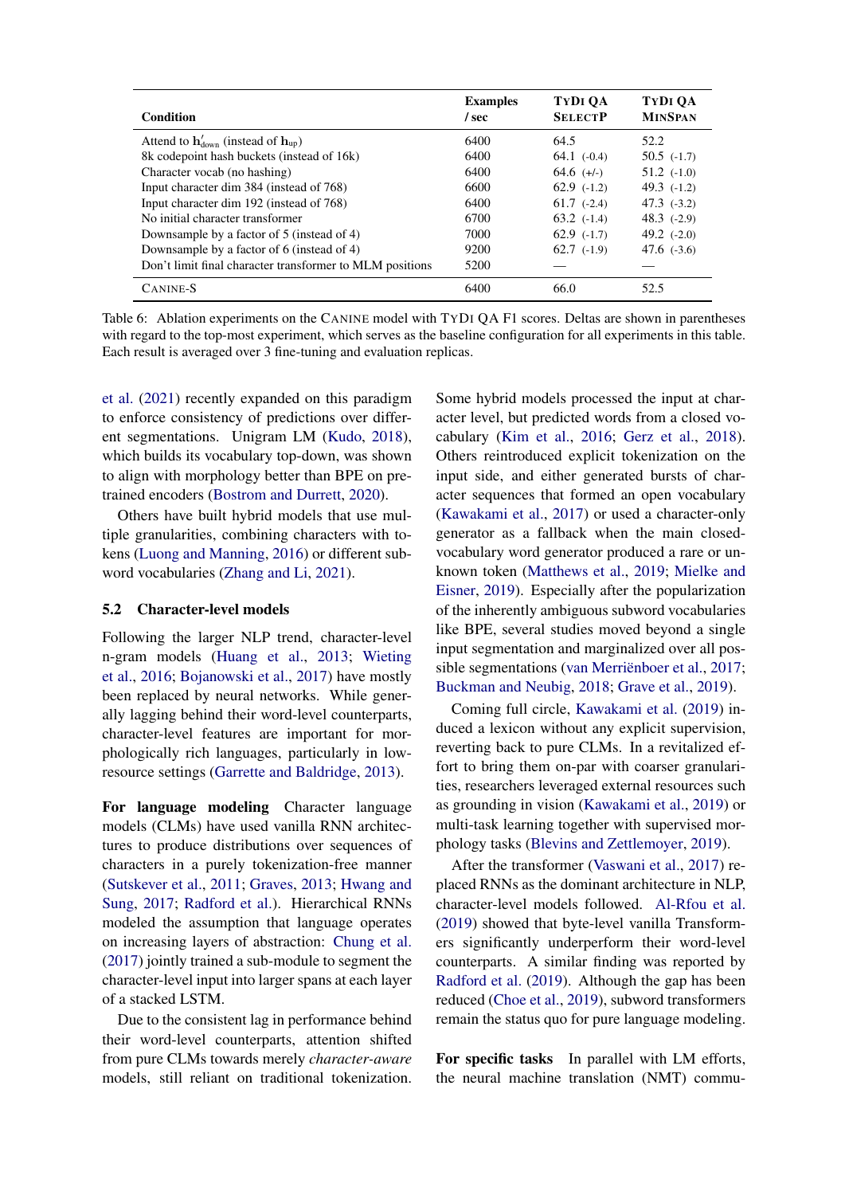| Condition | Examples / sec | TyDi QA SelectP | TyDi QA MinSpan |
|---|---|---|---|
| Attend to $\mathbf{h}'_{\text{down}}$ (instead of $\mathbf{h}_{\text{up}}$) | 6400 | 64.5 | 52.2 |
| 8k codepoint hash buckets (instead of 16k) | 6400 | 64.1 (-0.4) | 50.5 (-1.7) |
| Character vocab (no hashing) | 6400 | 64.6 (+/-) | 51.2 (-1.0) |
| Input character dim 384 (instead of 768) | 6600 | 62.9 (-1.2) | 49.3 (-1.2) |
| Input character dim 192 (instead of 768) | 6400 | 61.7 (-2.4) | 47.3 (-3.2) |
| No initial character transformer | 6700 | 63.2 (-1.4) | 48.3 (-2.9) |
| Downsample by a factor of 5 (instead of 4) | 7000 | 62.9 (-1.7) | 49.2 (-2.0) |
| Downsample by a factor of 6 (instead of 4) | 9200 | 62.7 (-1.9) | 47.6 (-3.6) |
| Don't limit final character transformer to MLM positions | 5200 | — | — |
| CANINE-S | 6400 | 66.0 | 52.5 |

Table 6: Ablation experiments on the CANINE model with TyDi QA F1 scores. Deltas are shown in parentheses with regard to the top-most experiment, which serves as the baseline configuration for all experiments in this table. Each result is averaged over 3 fine-tuning and evaluation replicas.

et al. (2021) recently expanded on this paradigm to enforce consistency of predictions over different segmentations. Unigram LM (Kudo, 2018), which builds its vocabulary top-down, was shown to align with morphology better than BPE on pretrained encoders (Bostrom and Durrett, 2020).

Others have built hybrid models that use multiple granularities, combining characters with tokens (Luong and Manning, 2016) or different subword vocabularies (Zhang and Li, 2021).

## 5.2 Character-level models

Following the larger NLP trend, character-level n-gram models (Huang et al., 2013; Wieting et al., 2016; Bojanowski et al., 2017) have mostly been replaced by neural networks. While generally lagging behind their word-level counterparts, character-level features are important for morphologically rich languages, particularly in low-resource settings (Garrette and Baldridge, 2013).

**For language modeling** Character language models (CLMs) have used vanilla RNN architectures to produce distributions over sequences of characters in a purely tokenization-free manner (Sutskever et al., 2011; Graves, 2013; Hwang and Sung, 2017; Radford et al.). Hierarchical RNNs modeled the assumption that language operates on increasing layers of abstraction: Chung et al. (2017) jointly trained a sub-module to segment the character-level input into larger spans at each layer of a stacked LSTM.

Due to the consistent lag in performance behind their word-level counterparts, attention shifted from pure CLMs towards merely *character-aware* models, still reliant on traditional tokenization. Some hybrid models processed the input at character level, but predicted words from a closed vocabulary (Kim et al., 2016; Gerz et al., 2018). Others reintroduced explicit tokenization on the input side, and either generated bursts of character sequences that formed an open vocabulary (Kawakami et al., 2017) or used a character-only generator as a fallback when the main closed-vocabulary word generator produced a rare or unknown token (Matthews et al., 2019; Mielke and Eisner, 2019). Especially after the popularization of the inherently ambiguous subword vocabularies like BPE, several studies moved beyond a single input segmentation and marginalized over all possible segmentations (van Merriënboer et al., 2017; Buckman and Neubig, 2018; Grave et al., 2019).

Coming full circle, Kawakami et al. (2019) induced a lexicon without any explicit supervision, reverting back to pure CLMs. In a revitalized effort to bring them on-par with coarser granularities, researchers leveraged external resources such as grounding in vision (Kawakami et al., 2019) or multi-task learning together with supervised morphology tasks (Blevins and Zettlemoyer, 2019).

After the transformer (Vaswani et al., 2017) replaced RNNs as the dominant architecture in NLP, character-level models followed. Al-Rfou et al. (2019) showed that byte-level vanilla Transformers significantly underperform their word-level counterparts. A similar finding was reported by Radford et al. (2019). Although the gap has been reduced (Choe et al., 2019), subword transformers remain the status quo for pure language modeling.

**For specific tasks** In parallel with LM efforts, the neural machine translation (NMT) commu-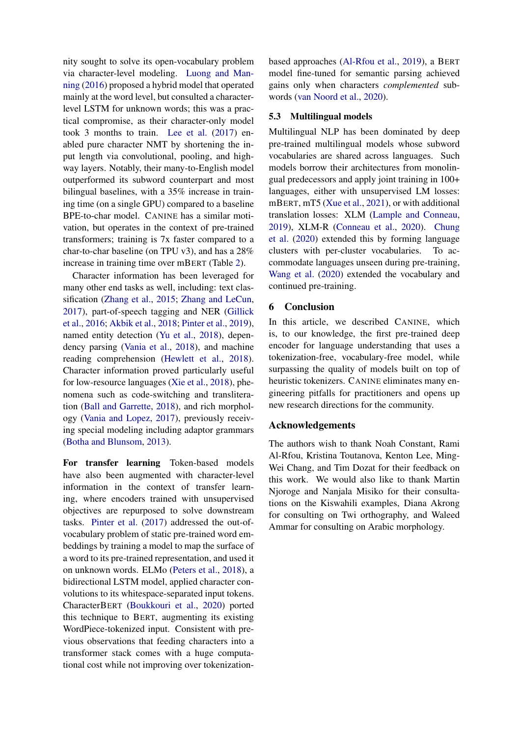nity sought to solve its open-vocabulary problem via character-level modeling. Luong and Manning (2016) proposed a hybrid model that operated mainly at the word level, but consulted a character-level LSTM for unknown words; this was a practical compromise, as their character-only model took 3 months to train. Lee et al. (2017) enabled pure character NMT by shortening the input length via convolutional, pooling, and highway layers. Notably, their many-to-English model outperformed its subword counterpart and most bilingual baselines, with a 35% increase in training time (on a single GPU) compared to a baseline BPE-to-char model. CANINE has a similar motivation, but operates in the context of pre-trained transformers; training is 7x faster compared to a char-to-char baseline (on TPU v3), and has a 28% increase in training time over mBERT (Table 2).

Character information has been leveraged for many other end tasks as well, including: text classification (Zhang et al., 2015; Zhang and LeCun, 2017), part-of-speech tagging and NER (Gillick et al., 2016; Akbik et al., 2018; Pinter et al., 2019), named entity detection (Yu et al., 2018), dependency parsing (Vania et al., 2018), and machine reading comprehension (Hewlett et al., 2018). Character information proved particularly useful for low-resource languages (Xie et al., 2018), phenomena such as code-switching and transliteration (Ball and Garrette, 2018), and rich morphology (Vania and Lopez, 2017), previously receiving special modeling including adaptor grammars (Botha and Blunsom, 2013).

**For transfer learning** Token-based models have also been augmented with character-level information in the context of transfer learning, where encoders trained with unsupervised objectives are repurposed to solve downstream tasks. Pinter et al. (2017) addressed the out-of-vocabulary problem of static pre-trained word embeddings by training a model to map the surface of a word to its pre-trained representation, and used it on unknown words. ELMo (Peters et al., 2018), a bidirectional LSTM model, applied character convolutions to its whitespace-separated input tokens. CharacterBERT (Boukkouri et al., 2020) ported this technique to BERT, augmenting its existing WordPiece-tokenized input. Consistent with previous observations that feeding characters into a transformer stack comes with a huge computational cost while not improving over tokenization-based approaches (Al-Rfou et al., 2019), a BERT model fine-tuned for semantic parsing achieved gains only when characters *complemented* subwords (van Noord et al., 2020).

### 5.3 Multilingual models

Multilingual NLP has been dominated by deep pre-trained multilingual models whose subword vocabularies are shared across languages. Such models borrow their architectures from monolingual predecessors and apply joint training in 100+ languages, either with unsupervised LM losses: mBERT, mT5 (Xue et al., 2021), or with additional translation losses: XLM (Lample and Conneau, 2019), XLM-R (Conneau et al., 2020). Chung et al. (2020) extended this by forming language clusters with per-cluster vocabularies. To accommodate languages unseen during pre-training, Wang et al. (2020) extended the vocabulary and continued pre-training.

## 6 Conclusion

In this article, we described CANINE, which is, to our knowledge, the first pre-trained deep encoder for language understanding that uses a tokenization-free, vocabulary-free model, while surpassing the quality of models built on top of heuristic tokenizers. CANINE eliminates many engineering pitfalls for practitioners and opens up new research directions for the community.

## Acknowledgements

The authors wish to thank Noah Constant, Rami Al-Rfou, Kristina Toutanova, Kenton Lee, Ming-Wei Chang, and Tim Dozat for their feedback on this work. We would also like to thank Martin Njoroge and Nanjala Misiko for their consultations on the Kiswahili examples, Diana Akrong for consulting on Twi orthography, and Waleed Ammar for consulting on Arabic morphology.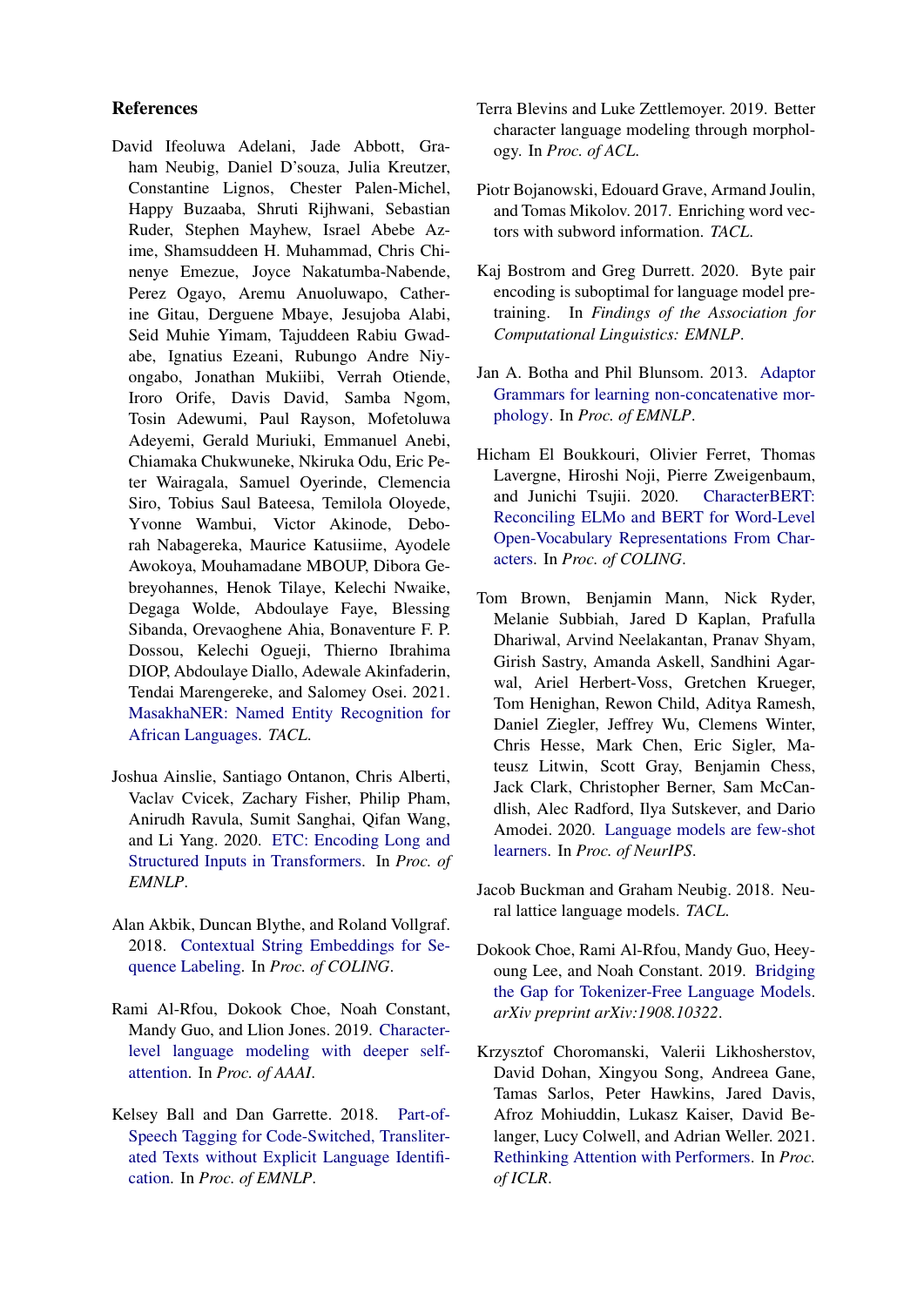## References

David Ifeoluwa Adelani, Jade Abbott, Graham Neubig, Daniel D'souza, Julia Kreutzer, Constantine Lignos, Chester Palen-Michel, Happy Buzaaba, Shruti Rijhwani, Sebastian Ruder, Stephen Mayhew, Israel Abebe Azime, Shamsuddeen H. Muhammad, Chris Chinenye Emezue, Joyce Nakatumba-Nabende, Perez Ogayo, Aremu Anuoluwapo, Catherine Gitau, Derguene Mbaye, Jesujoba Alabi, Seid Muhie Yimam, Tajuddeen Rabiu Gwadabe, Ignatius Ezeani, Rubungo Andre Niyongabo, Jonathan Mukiibi, Verrah Otiende, Iroro Orife, Davis David, Samba Ngom, Tosin Adewumi, Paul Rayson, Mofetoluwa Adeyemi, Gerald Muriuki, Emmanuel Anebi, Chiamaka Chukwuneke, Nkiruka Odu, Eric Peter Wairagala, Samuel Oyerinde, Clemencia Siro, Tobius Saul Bateesa, Temilola Oloyede, Yvonne Wambui, Victor Akinode, Deborah Nabagereka, Maurice Katusiime, Ayodele Awokoya, Mouhamadane MBOUP, Dibora Gebreyohannes, Henok Tilaye, Kelechi Nwaike, Degaga Wolde, Abdoulaye Faye, Blessing Sibanda, Orevaoghene Ahia, Bonaventure F. P. Dossou, Kelechi Ogueji, Thierno Ibrahima DIOP, Abdoulaye Diallo, Adewale Akinfaderin, Tendai Marengereke, and Salomey Osei. 2021. MasakhaNER: Named Entity Recognition for African Languages. *TACL*.

Joshua Ainslie, Santiago Ontanon, Chris Alberti, Vaclav Cvicek, Zachary Fisher, Philip Pham, Anirudh Ravula, Sumit Sanghai, Qifan Wang, and Li Yang. 2020. ETC: Encoding Long and Structured Inputs in Transformers. In *Proc. of EMNLP*.

Alan Akbik, Duncan Blythe, and Roland Vollgraf. 2018. Contextual String Embeddings for Sequence Labeling. In *Proc. of COLING*.

Rami Al-Rfou, Dokook Choe, Noah Constant, Mandy Guo, and Llion Jones. 2019. Character-level language modeling with deeper self-attention. In *Proc. of AAAI*.

Kelsey Ball and Dan Garrette. 2018. Part-of-Speech Tagging for Code-Switched, Transliterated Texts without Explicit Language Identification. In *Proc. of EMNLP*.

Terra Blevins and Luke Zettlemoyer. 2019. Better character language modeling through morphology. In *Proc. of ACL*.

Piotr Bojanowski, Edouard Grave, Armand Joulin, and Tomas Mikolov. 2017. Enriching word vectors with subword information. *TACL*.

Kaj Bostrom and Greg Durrett. 2020. Byte pair encoding is suboptimal for language model pretraining. In *Findings of the Association for Computational Linguistics: EMNLP*.

Jan A. Botha and Phil Blunsom. 2013. Adaptor Grammars for learning non-concatenative morphology. In *Proc. of EMNLP*.

Hicham El Boukkouri, Olivier Ferret, Thomas Lavergne, Hiroshi Noji, Pierre Zweigenbaum, and Junichi Tsujii. 2020. CharacterBERT: Reconciling ELMo and BERT for Word-Level Open-Vocabulary Representations From Characters. In *Proc. of COLING*.

Tom Brown, Benjamin Mann, Nick Ryder, Melanie Subbiah, Jared D Kaplan, Prafulla Dhariwal, Arvind Neelakantan, Pranav Shyam, Girish Sastry, Amanda Askell, Sandhini Agarwal, Ariel Herbert-Voss, Gretchen Krueger, Tom Henighan, Rewon Child, Aditya Ramesh, Daniel Ziegler, Jeffrey Wu, Clemens Winter, Chris Hesse, Mark Chen, Eric Sigler, Mateusz Litwin, Scott Gray, Benjamin Chess, Jack Clark, Christopher Berner, Sam McCandlish, Alec Radford, Ilya Sutskever, and Dario Amodei. 2020. Language models are few-shot learners. In *Proc. of NeurIPS*.

Jacob Buckman and Graham Neubig. 2018. Neural lattice language models. *TACL*.

Dokook Choe, Rami Al-Rfou, Mandy Guo, Heeyoung Lee, and Noah Constant. 2019. Bridging the Gap for Tokenizer-Free Language Models. *arXiv preprint arXiv:1908.10322*.

Krzysztof Choromanski, Valerii Likhosherstov, David Dohan, Xingyou Song, Andreea Gane, Tamas Sarlos, Peter Hawkins, Jared Davis, Afroz Mohiuddin, Lukasz Kaiser, David Belanger, Lucy Colwell, and Adrian Weller. 2021. Rethinking Attention with Performers. In *Proc. of ICLR*.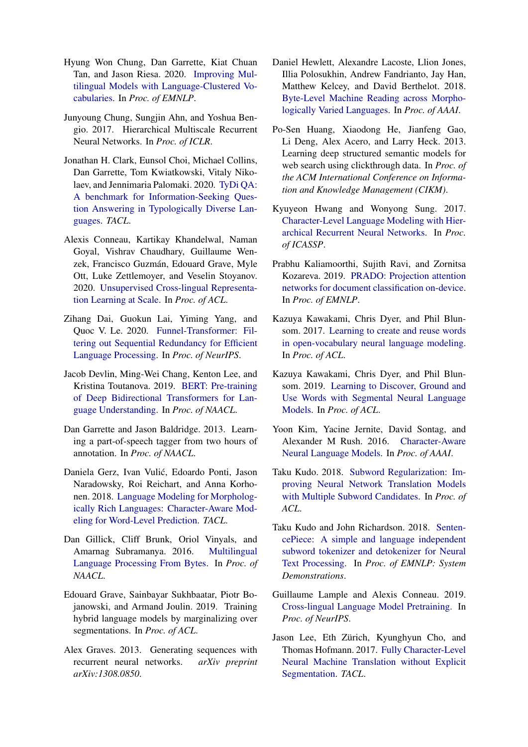Hyung Won Chung, Dan Garrette, Kiat Chuan Tan, and Jason Riesa. 2020. Improving Multilingual Models with Language-Clustered Vocabularies. In *Proc. of EMNLP*.

Junyoung Chung, Sungjin Ahn, and Yoshua Bengio. 2017. Hierarchical Multiscale Recurrent Neural Networks. In *Proc. of ICLR*.

Jonathan H. Clark, Eunsol Choi, Michael Collins, Dan Garrette, Tom Kwiatkowski, Vitaly Nikolaev, and Jennimaria Palomaki. 2020. TyDi QA: A benchmark for Information-Seeking Question Answering in Typologically Diverse Languages. *TACL*.

Alexis Conneau, Kartikay Khandelwal, Naman Goyal, Vishrav Chaudhary, Guillaume Wenzek, Francisco Guzmán, Edouard Grave, Myle Ott, Luke Zettlemoyer, and Veselin Stoyanov. 2020. Unsupervised Cross-lingual Representation Learning at Scale. In *Proc. of ACL*.

Zihang Dai, Guokun Lai, Yiming Yang, and Quoc V. Le. 2020. Funnel-Transformer: Filtering out Sequential Redundancy for Efficient Language Processing. In *Proc. of NeurIPS*.

Jacob Devlin, Ming-Wei Chang, Kenton Lee, and Kristina Toutanova. 2019. BERT: Pre-training of Deep Bidirectional Transformers for Language Understanding. In *Proc. of NAACL*.

Dan Garrette and Jason Baldridge. 2013. Learning a part-of-speech tagger from two hours of annotation. In *Proc. of NAACL*.

Daniela Gerz, Ivan Vulić, Edoardo Ponti, Jason Naradowsky, Roi Reichart, and Anna Korhonen. 2018. Language Modeling for Morphologically Rich Languages: Character-Aware Modeling for Word-Level Prediction. *TACL*.

Dan Gillick, Cliff Brunk, Oriol Vinyals, and Amarnag Subramanya. 2016. Multilingual Language Processing From Bytes. In *Proc. of NAACL*.

Edouard Grave, Sainbayar Sukhbaatar, Piotr Bojanowski, and Armand Joulin. 2019. Training hybrid language models by marginalizing over segmentations. In *Proc. of ACL*.

Alex Graves. 2013. Generating sequences with recurrent neural networks. *arXiv preprint arXiv:1308.0850*.

Daniel Hewlett, Alexandre Lacoste, Llion Jones, Illia Polosukhin, Andrew Fandrianto, Jay Han, Matthew Kelcey, and David Berthelot. 2018. Byte-Level Machine Reading across Morphologically Varied Languages. In *Proc. of AAAI*.

Po-Sen Huang, Xiaodong He, Jianfeng Gao, Li Deng, Alex Acero, and Larry Heck. 2013. Learning deep structured semantic models for web search using clickthrough data. In *Proc. of the ACM International Conference on Information and Knowledge Management (CIKM)*.

Kyuyeon Hwang and Wonyong Sung. 2017. Character-Level Language Modeling with Hierarchical Recurrent Neural Networks. In *Proc. of ICASSP*.

Prabhu Kaliamoorthi, Sujith Ravi, and Zornitsa Kozareva. 2019. PRADO: Projection attention networks for document classification on-device. In *Proc. of EMNLP*.

Kazuya Kawakami, Chris Dyer, and Phil Blunsom. 2017. Learning to create and reuse words in open-vocabulary neural language modeling. In *Proc. of ACL*.

Kazuya Kawakami, Chris Dyer, and Phil Blunsom. 2019. Learning to Discover, Ground and Use Words with Segmental Neural Language Models. In *Proc. of ACL*.

Yoon Kim, Yacine Jernite, David Sontag, and Alexander M Rush. 2016. Character-Aware Neural Language Models. In *Proc. of AAAI*.

Taku Kudo. 2018. Subword Regularization: Improving Neural Network Translation Models with Multiple Subword Candidates. In *Proc. of ACL*.

Taku Kudo and John Richardson. 2018. SentencePiece: A simple and language independent subword tokenizer and detokenizer for Neural Text Processing. In *Proc. of EMNLP: System Demonstrations*.

Guillaume Lample and Alexis Conneau. 2019. Cross-lingual Language Model Pretraining. In *Proc. of NeurIPS*.

Jason Lee, Eth Zürich, Kyunghyun Cho, and Thomas Hofmann. 2017. Fully Character-Level Neural Machine Translation without Explicit Segmentation. *TACL*.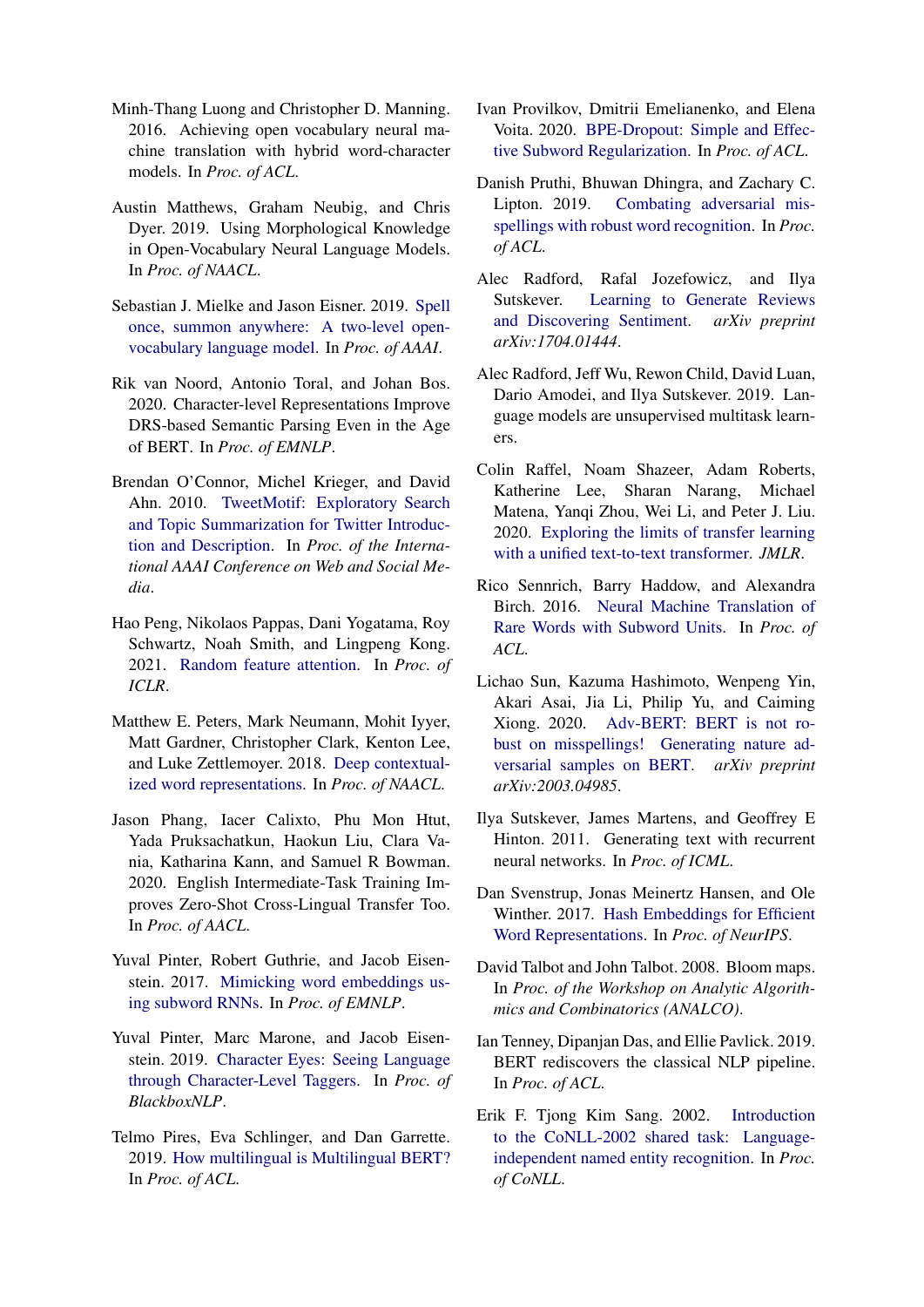Minh-Thang Luong and Christopher D. Manning. 2016. Achieving open vocabulary neural machine translation with hybrid word-character models. In *Proc. of ACL*.

Austin Matthews, Graham Neubig, and Chris Dyer. 2019. Using Morphological Knowledge in Open-Vocabulary Neural Language Models. In *Proc. of NAACL*.

Sebastian J. Mielke and Jason Eisner. 2019. Spell once, summon anywhere: A two-level open-vocabulary language model. In *Proc. of AAAI*.

Rik van Noord, Antonio Toral, and Johan Bos. 2020. Character-level Representations Improve DRS-based Semantic Parsing Even in the Age of BERT. In *Proc. of EMNLP*.

Brendan O'Connor, Michel Krieger, and David Ahn. 2010. TweetMotif: Exploratory Search and Topic Summarization for Twitter Introduction and Description. In *Proc. of the International AAAI Conference on Web and Social Media*.

Hao Peng, Nikolaos Pappas, Dani Yogatama, Roy Schwartz, Noah Smith, and Lingpeng Kong. 2021. Random feature attention. In *Proc. of ICLR*.

Matthew E. Peters, Mark Neumann, Mohit Iyyer, Matt Gardner, Christopher Clark, Kenton Lee, and Luke Zettlemoyer. 2018. Deep contextualized word representations. In *Proc. of NAACL*.

Jason Phang, Iacer Calixto, Phu Mon Htut, Yada Pruksachatkun, Haokun Liu, Clara Vania, Katharina Kann, and Samuel R Bowman. 2020. English Intermediate-Task Training Improves Zero-Shot Cross-Lingual Transfer Too. In *Proc. of AACL*.

Yuval Pinter, Robert Guthrie, and Jacob Eisenstein. 2017. Mimicking word embeddings using subword RNNs. In *Proc. of EMNLP*.

Yuval Pinter, Marc Marone, and Jacob Eisenstein. 2019. Character Eyes: Seeing Language through Character-Level Taggers. In *Proc. of BlackboxNLP*.

Telmo Pires, Eva Schlinger, and Dan Garrette. 2019. How multilingual is Multilingual BERT? In *Proc. of ACL*.

Ivan Provilkov, Dmitrii Emelianenko, and Elena Voita. 2020. BPE-Dropout: Simple and Effective Subword Regularization. In *Proc. of ACL*.

Danish Pruthi, Bhuwan Dhingra, and Zachary C. Lipton. 2019. Combating adversarial misspellings with robust word recognition. In *Proc. of ACL*.

Alec Radford, Rafal Jozefowicz, and Ilya Sutskever. Learning to Generate Reviews and Discovering Sentiment. *arXiv preprint arXiv:1704.01444*.

Alec Radford, Jeff Wu, Rewon Child, David Luan, Dario Amodei, and Ilya Sutskever. 2019. Language models are unsupervised multitask learners.

Colin Raffel, Noam Shazeer, Adam Roberts, Katherine Lee, Sharan Narang, Michael Matena, Yanqi Zhou, Wei Li, and Peter J. Liu. 2020. Exploring the limits of transfer learning with a unified text-to-text transformer. *JMLR*.

Rico Sennrich, Barry Haddow, and Alexandra Birch. 2016. Neural Machine Translation of Rare Words with Subword Units. In *Proc. of ACL*.

Lichao Sun, Kazuma Hashimoto, Wenpeng Yin, Akari Asai, Jia Li, Philip Yu, and Caiming Xiong. 2020. Adv-BERT: BERT is not robust on misspellings! Generating nature adversarial samples on BERT. *arXiv preprint arXiv:2003.04985*.

Ilya Sutskever, James Martens, and Geoffrey E Hinton. 2011. Generating text with recurrent neural networks. In *Proc. of ICML*.

Dan Svenstrup, Jonas Meinertz Hansen, and Ole Winther. 2017. Hash Embeddings for Efficient Word Representations. In *Proc. of NeurIPS*.

David Talbot and John Talbot. 2008. Bloom maps. In *Proc. of the Workshop on Analytic Algorithmics and Combinatorics (ANALCO)*.

Ian Tenney, Dipanjan Das, and Ellie Pavlick. 2019. BERT rediscovers the classical NLP pipeline. In *Proc. of ACL*.

Erik F. Tjong Kim Sang. 2002. Introduction to the CoNLL-2002 shared task: Language-independent named entity recognition. In *Proc. of CoNLL*.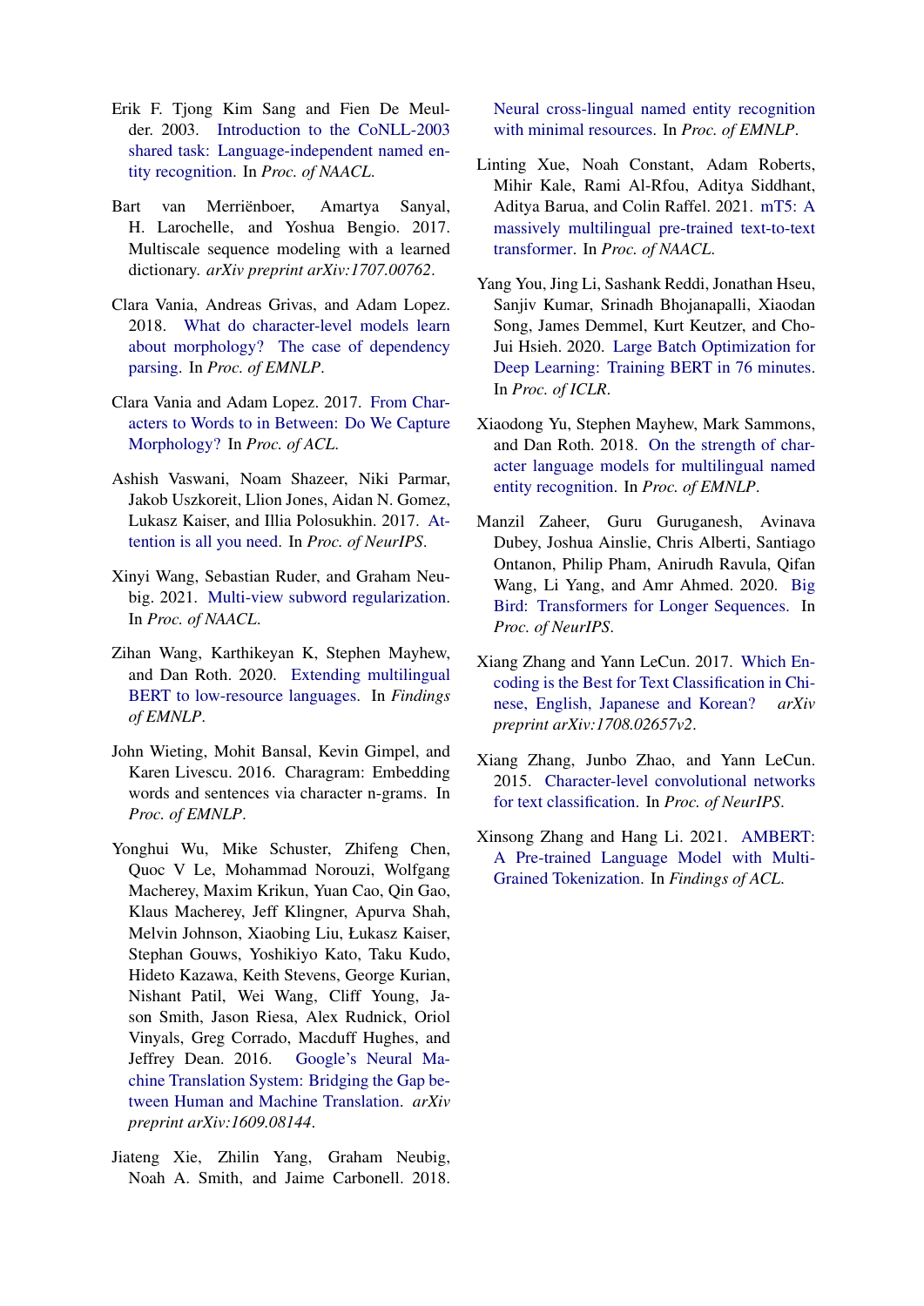Erik F. Tjong Kim Sang and Fien De Meulder. 2003. Introduction to the CoNLL-2003 shared task: Language-independent named entity recognition. In *Proc. of NAACL*.

Bart van Merriënboer, Amartya Sanyal, H. Larochelle, and Yoshua Bengio. 2017. Multiscale sequence modeling with a learned dictionary. *arXiv preprint arXiv:1707.00762*.

Clara Vania, Andreas Grivas, and Adam Lopez. 2018. What do character-level models learn about morphology? The case of dependency parsing. In *Proc. of EMNLP*.

Clara Vania and Adam Lopez. 2017. From Characters to Words to in Between: Do We Capture Morphology? In *Proc. of ACL*.

Ashish Vaswani, Noam Shazeer, Niki Parmar, Jakob Uszkoreit, Llion Jones, Aidan N. Gomez, Lukasz Kaiser, and Illia Polosukhin. 2017. Attention is all you need. In *Proc. of NeurIPS*.

Xinyi Wang, Sebastian Ruder, and Graham Neubig. 2021. Multi-view subword regularization. In *Proc. of NAACL*.

Zihan Wang, Karthikeyan K, Stephen Mayhew, and Dan Roth. 2020. Extending multilingual BERT to low-resource languages. In *Findings of EMNLP*.

John Wieting, Mohit Bansal, Kevin Gimpel, and Karen Livescu. 2016. Charagram: Embedding words and sentences via character n-grams. In *Proc. of EMNLP*.

Yonghui Wu, Mike Schuster, Zhifeng Chen, Quoc V Le, Mohammad Norouzi, Wolfgang Macherey, Maxim Krikun, Yuan Cao, Qin Gao, Klaus Macherey, Jeff Klingner, Apurva Shah, Melvin Johnson, Xiaobing Liu, Łukasz Kaiser, Stephan Gouws, Yoshikiyo Kato, Taku Kudo, Hideto Kazawa, Keith Stevens, George Kurian, Nishant Patil, Wei Wang, Cliff Young, Jason Smith, Jason Riesa, Alex Rudnick, Oriol Vinyals, Greg Corrado, Macduff Hughes, and Jeffrey Dean. 2016. Google's Neural Machine Translation System: Bridging the Gap between Human and Machine Translation. *arXiv preprint arXiv:1609.08144*.

Jiateng Xie, Zhilin Yang, Graham Neubig, Noah A. Smith, and Jaime Carbonell. 2018. Neural cross-lingual named entity recognition with minimal resources. In *Proc. of EMNLP*.

Linting Xue, Noah Constant, Adam Roberts, Mihir Kale, Rami Al-Rfou, Aditya Siddhant, Aditya Barua, and Colin Raffel. 2021. mT5: A massively multilingual pre-trained text-to-text transformer. In *Proc. of NAACL*.

Yang You, Jing Li, Sashank Reddi, Jonathan Hseu, Sanjiv Kumar, Srinadh Bhojanapalli, Xiaodan Song, James Demmel, Kurt Keutzer, and Cho-Jui Hsieh. 2020. Large Batch Optimization for Deep Learning: Training BERT in 76 minutes. In *Proc. of ICLR*.

Xiaodong Yu, Stephen Mayhew, Mark Sammons, and Dan Roth. 2018. On the strength of character language models for multilingual named entity recognition. In *Proc. of EMNLP*.

Manzil Zaheer, Guru Guruganesh, Avinava Dubey, Joshua Ainslie, Chris Alberti, Santiago Ontanon, Philip Pham, Anirudh Ravula, Qifan Wang, Li Yang, and Amr Ahmed. 2020. Big Bird: Transformers for Longer Sequences. In *Proc. of NeurIPS*.

Xiang Zhang and Yann LeCun. 2017. Which Encoding is the Best for Text Classification in Chinese, English, Japanese and Korean? *arXiv preprint arXiv:1708.02657v2*.

Xiang Zhang, Junbo Zhao, and Yann LeCun. 2015. Character-level convolutional networks for text classification. In *Proc. of NeurIPS*.

Xinsong Zhang and Hang Li. 2021. AMBERT: A Pre-trained Language Model with Multi-Grained Tokenization. In *Findings of ACL*.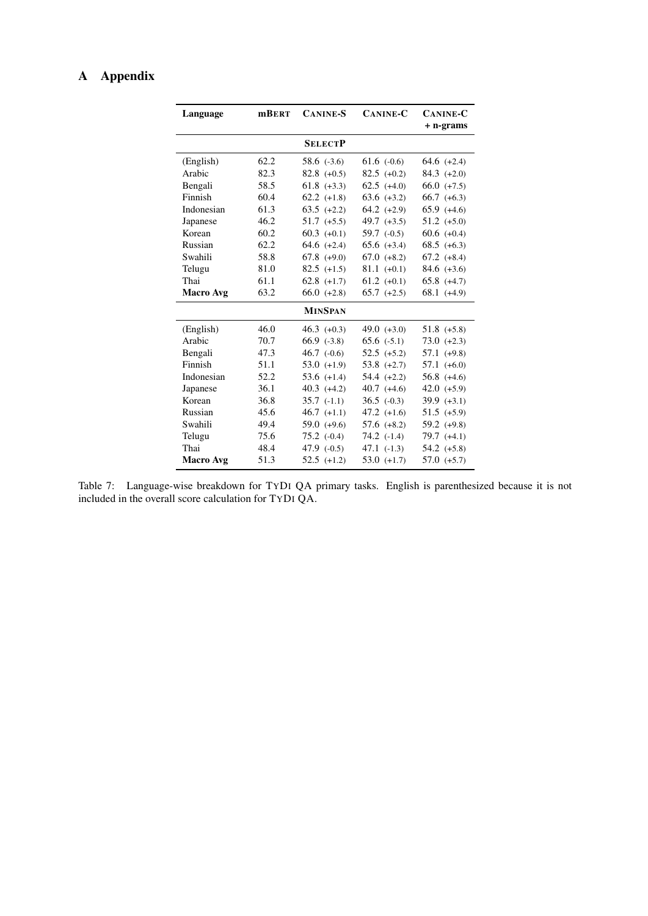# A Appendix

| Language | mBERT | CANINE-S | CANINE-C | CANINE-C + n-grams |
|---|---|---|---|---|
| | | **SELECTP** | | |
| (English) | 62.2 | 58.6 (-3.6) | 61.6 (-0.6) | 64.6 (+2.4) |
| Arabic | 82.3 | 82.8 (+0.5) | 82.5 (+0.2) | 84.3 (+2.0) |
| Bengali | 58.5 | 61.8 (+3.3) | 62.5 (+4.0) | 66.0 (+7.5) |
| Finnish | 60.4 | 62.2 (+1.8) | 63.6 (+3.2) | 66.7 (+6.3) |
| Indonesian | 61.3 | 63.5 (+2.2) | 64.2 (+2.9) | 65.9 (+4.6) |
| Japanese | 46.2 | 51.7 (+5.5) | 49.7 (+3.5) | 51.2 (+5.0) |
| Korean | 60.2 | 60.3 (+0.1) | 59.7 (-0.5) | 60.6 (+0.4) |
| Russian | 62.2 | 64.6 (+2.4) | 65.6 (+3.4) | 68.5 (+6.3) |
| Swahili | 58.8 | 67.8 (+9.0) | 67.0 (+8.2) | 67.2 (+8.4) |
| Telugu | 81.0 | 82.5 (+1.5) | 81.1 (+0.1) | 84.6 (+3.6) |
| Thai | 61.1 | 62.8 (+1.7) | 61.2 (+0.1) | 65.8 (+4.7) |
| **Macro Avg** | 63.2 | 66.0 (+2.8) | 65.7 (+2.5) | 68.1 (+4.9) |
| | | **MINSPAN** | | |
| (English) | 46.0 | 46.3 (+0.3) | 49.0 (+3.0) | 51.8 (+5.8) |
| Arabic | 70.7 | 66.9 (-3.8) | 65.6 (-5.1) | 73.0 (+2.3) |
| Bengali | 47.3 | 46.7 (-0.6) | 52.5 (+5.2) | 57.1 (+9.8) |
| Finnish | 51.1 | 53.0 (+1.9) | 53.8 (+2.7) | 57.1 (+6.0) |
| Indonesian | 52.2 | 53.6 (+1.4) | 54.4 (+2.2) | 56.8 (+4.6) |
| Japanese | 36.1 | 40.3 (+4.2) | 40.7 (+4.6) | 42.0 (+5.9) |
| Korean | 36.8 | 35.7 (-1.1) | 36.5 (-0.3) | 39.9 (+3.1) |
| Russian | 45.6 | 46.7 (+1.1) | 47.2 (+1.6) | 51.5 (+5.9) |
| Swahili | 49.4 | 59.0 (+9.6) | 57.6 (+8.2) | 59.2 (+9.8) |
| Telugu | 75.6 | 75.2 (-0.4) | 74.2 (-1.4) | 79.7 (+4.1) |
| Thai | 48.4 | 47.9 (-0.5) | 47.1 (-1.3) | 54.2 (+5.8) |
| **Macro Avg** | 51.3 | 52.5 (+1.2) | 53.0 (+1.7) | 57.0 (+5.7) |

Table 7: Language-wise breakdown for TyDi QA primary tasks. English is parenthesized because it is not included in the overall score calculation for TyDi QA.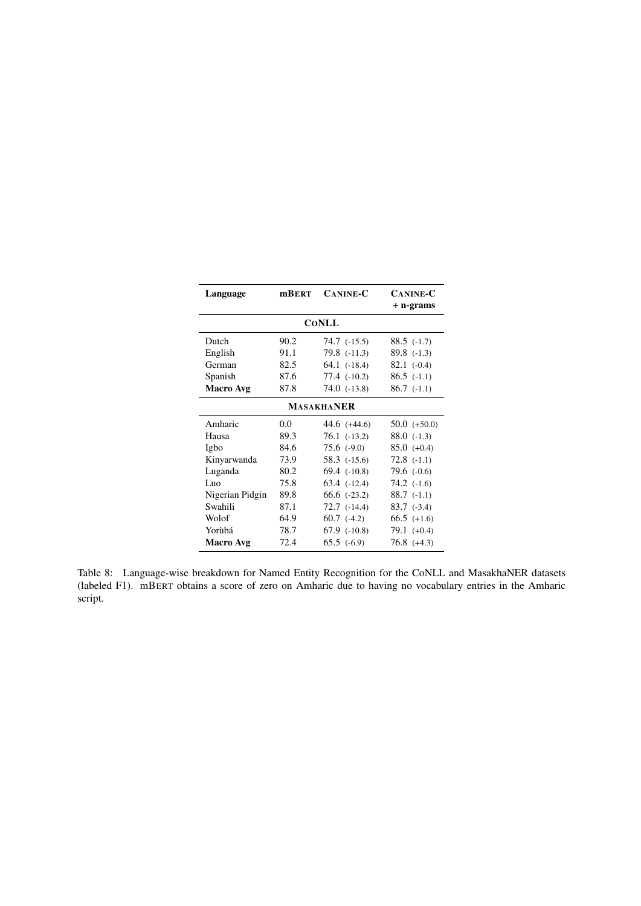| Language | mBERT | CANINE-C | CANINE-C + n-grams |
|---|---|---|---|
| **CoNLL** | | | |
| Dutch | 90.2 | 74.7 (-15.5) | 88.5 (-1.7) |
| English | 91.1 | 79.8 (-11.3) | 89.8 (-1.3) |
| German | 82.5 | 64.1 (-18.4) | 82.1 (-0.4) |
| Spanish | 87.6 | 77.4 (-10.2) | 86.5 (-1.1) |
| **Macro Avg** | 87.8 | 74.0 (-13.8) | 86.7 (-1.1) |
| **MasakhaNER** | | | |
| Amharic | 0.0 | 44.6 (+44.6) | 50.0 (+50.0) |
| Hausa | 89.3 | 76.1 (-13.2) | 88.0 (-1.3) |
| Igbo | 84.6 | 75.6 (-9.0) | 85.0 (+0.4) |
| Kinyarwanda | 73.9 | 58.3 (-15.6) | 72.8 (-1.1) |
| Luganda | 80.2 | 69.4 (-10.8) | 79.6 (-0.6) |
| Luo | 75.8 | 63.4 (-12.4) | 74.2 (-1.6) |
| Nigerian Pidgin | 89.8 | 66.6 (-23.2) | 88.7 (-1.1) |
| Swahili | 87.1 | 72.7 (-14.4) | 83.7 (-3.4) |
| Wolof | 64.9 | 60.7 (-4.2) | 66.5 (+1.6) |
| Yorùbá | 78.7 | 67.9 (-10.8) | 79.1 (+0.4) |
| **Macro Avg** | 72.4 | 65.5 (-6.9) | 76.8 (+4.3) |

Table 8: Language-wise breakdown for Named Entity Recognition for the CoNLL and MasakhaNER datasets (labeled F1). mBERT obtains a score of zero on Amharic due to having no vocabulary entries in the Amharic script.